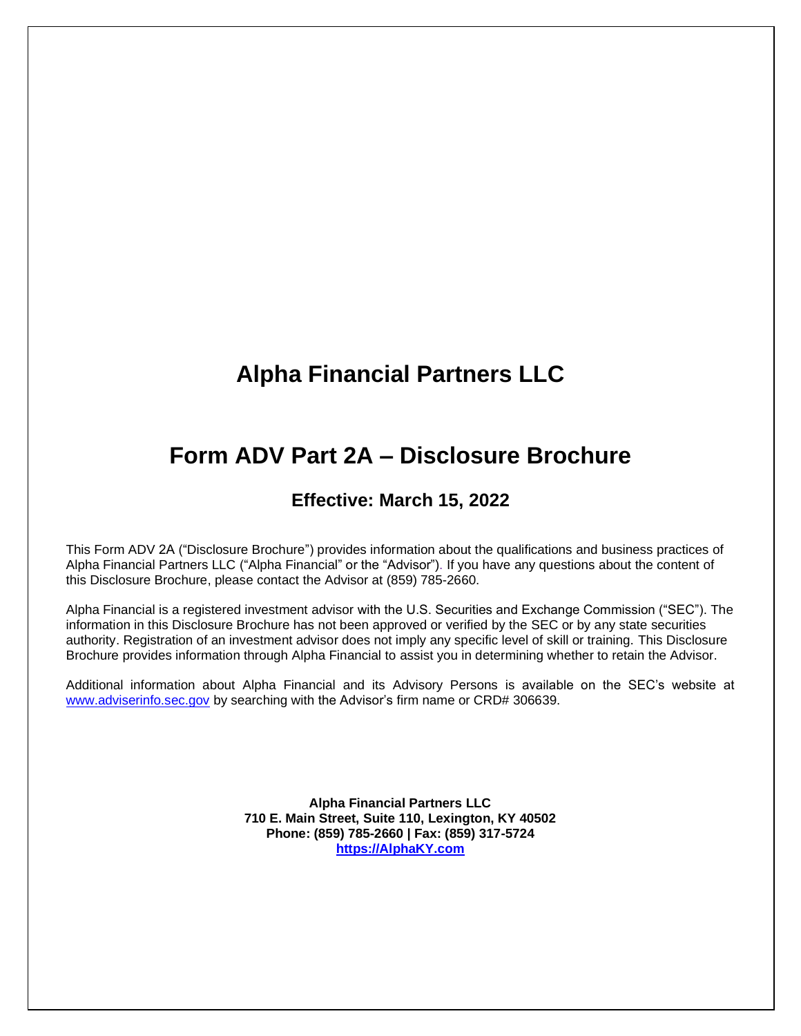# Alpha Financial Partners LLC

# Form ADV Part 2A – Disclosure Brochure

### Effective: March 15, 2022

This Form ADV 2A ("Disclosure Brochure") provides information about the qualifications and business practices of Alpha Financial Partners LLC ("Alpha Financial" or the "Advisor"). If you have any questions about the content of this Disclosure Brochure, please contact the Advisor at (859) 785-2660.

Alpha Financial is a registered investment advisor with the U.S. Securities and Exchange Commission ("SEC"). The information in this Disclosure Brochure has not been approved or verified by the SEC or by any state securities authority. Registration of an investment advisor does not imply any specific level of skill or training. This Disclosure Brochure provides information through Alpha Financial to assist you in determining whether to retain the Advisor.

Additional information about Alpha Financial and its Advisory Persons is available on the SEC's website at [www.adviserinfo.sec.gov](http://www.adviserinfo.sec.gov) by searching with the Advisor's firm name or CRD# 306639.

**Alpha Financial Partners LLC**
**710 E. Main Street, Suite 110, Lexington, KY 40502**
**Phone: (859) 785-2660 | Fax: (859) 317-5724**
**[https://AlphaKY.com](https://AlphaKY.com)**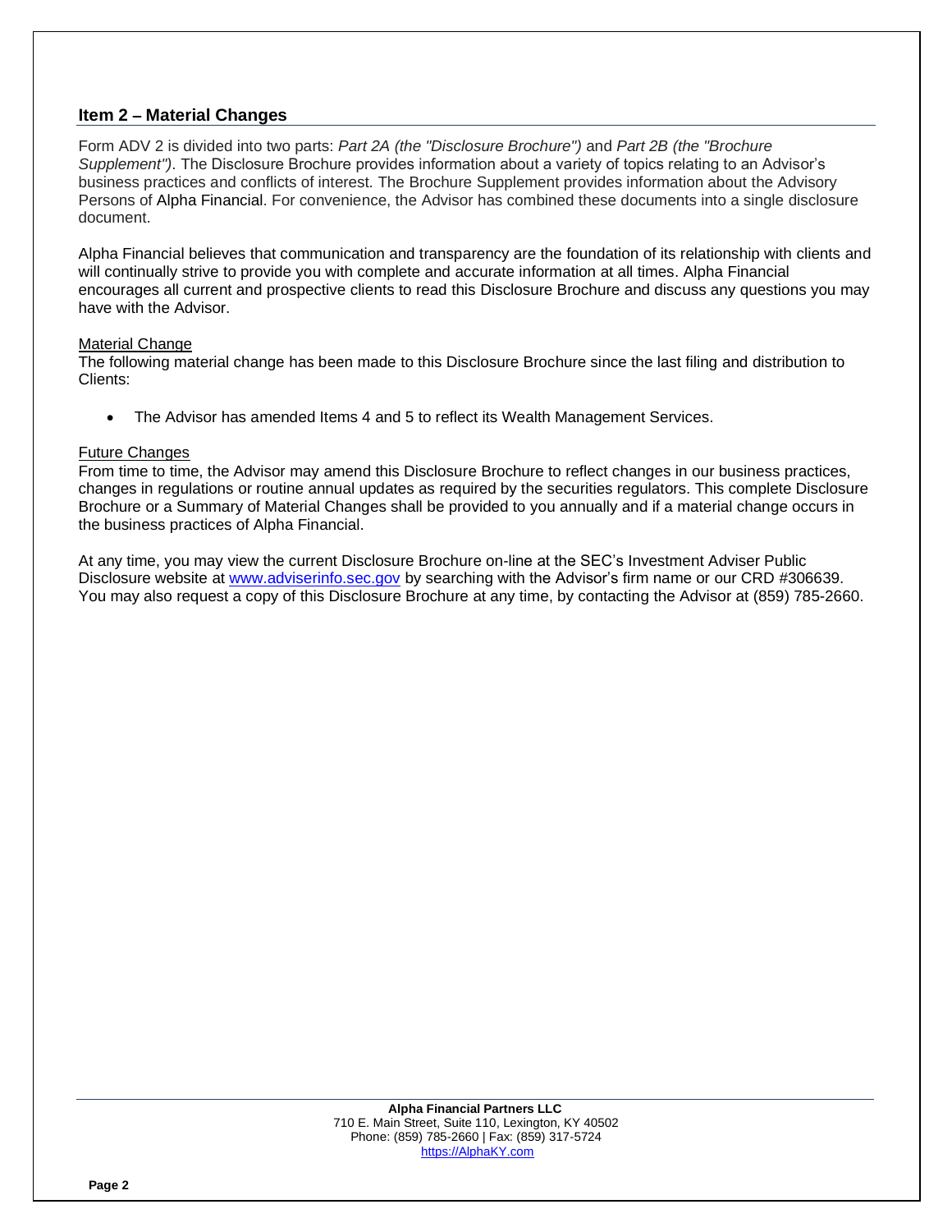## Item 2 – Material Changes

Form ADV 2 is divided into two parts: *Part 2A (the "Disclosure Brochure")* and *Part 2B (the "Brochure Supplement")*. The Disclosure Brochure provides information about a variety of topics relating to an Advisor's business practices and conflicts of interest. The Brochure Supplement provides information about the Advisory Persons of Alpha Financial. For convenience, the Advisor has combined these documents into a single disclosure document.

Alpha Financial believes that communication and transparency are the foundation of its relationship with clients and will continually strive to provide you with complete and accurate information at all times. Alpha Financial encourages all current and prospective clients to read this Disclosure Brochure and discuss any questions you may have with the Advisor.

Material Change

The following material change has been made to this Disclosure Brochure since the last filing and distribution to Clients:

- The Advisor has amended Items 4 and 5 to reflect its Wealth Management Services.

Future Changes

From time to time, the Advisor may amend this Disclosure Brochure to reflect changes in our business practices, changes in regulations or routine annual updates as required by the securities regulators. This complete Disclosure Brochure or a Summary of Material Changes shall be provided to you annually and if a material change occurs in the business practices of Alpha Financial.

At any time, you may view the current Disclosure Brochure on-line at the SEC's Investment Adviser Public Disclosure website at www.adviserinfo.sec.gov by searching with the Advisor's firm name or our CRD #306639. You may also request a copy of this Disclosure Brochure at any time, by contacting the Advisor at (859) 785-2660.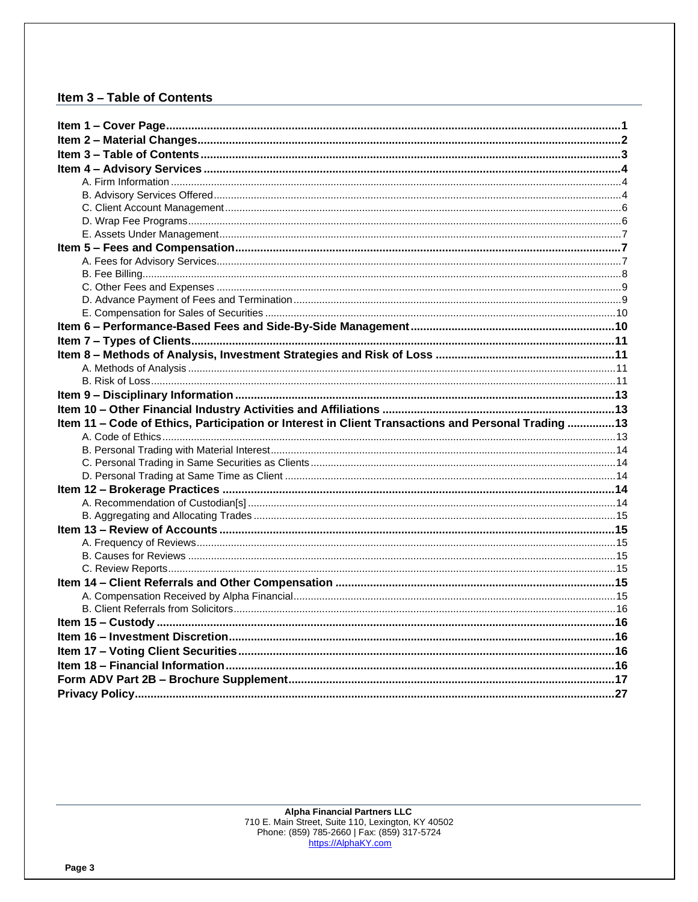## Item 3 – Table of Contents

| | |
|---|---|
| **Item 1 – Cover Page** | **1** |
| **Item 2 – Material Changes** | **2** |
| **Item 3 – Table of Contents** | **3** |
| **Item 4 – Advisory Services** | **4** |
| A. Firm Information | 4 |
| B. Advisory Services Offered | 4 |
| C. Client Account Management | 6 |
| D. Wrap Fee Programs | 6 |
| E. Assets Under Management | 7 |
| **Item 5 – Fees and Compensation** | **7** |
| A. Fees for Advisory Services | 7 |
| B. Fee Billing | 8 |
| C. Other Fees and Expenses | 9 |
| D. Advance Payment of Fees and Termination | 9 |
| E. Compensation for Sales of Securities | 10 |
| **Item 6 – Performance-Based Fees and Side-By-Side Management** | **10** |
| **Item 7 – Types of Clients** | **11** |
| **Item 8 – Methods of Analysis, Investment Strategies and Risk of Loss** | **11** |
| A. Methods of Analysis | 11 |
| B. Risk of Loss | 11 |
| **Item 9 – Disciplinary Information** | **13** |
| **Item 10 – Other Financial Industry Activities and Affiliations** | **13** |
| **Item 11 – Code of Ethics, Participation or Interest in Client Transactions and Personal Trading** | **13** |
| A. Code of Ethics | 13 |
| B. Personal Trading with Material Interest | 14 |
| C. Personal Trading in Same Securities as Clients | 14 |
| D. Personal Trading at Same Time as Client | 14 |
| **Item 12 – Brokerage Practices** | **14** |
| A. Recommendation of Custodian[s] | 14 |
| B. Aggregating and Allocating Trades | 15 |
| **Item 13 – Review of Accounts** | **15** |
| A. Frequency of Reviews | 15 |
| B. Causes for Reviews | 15 |
| C. Review Reports | 15 |
| **Item 14 – Client Referrals and Other Compensation** | **15** |
| A. Compensation Received by Alpha Financial | 15 |
| B. Client Referrals from Solicitors | 16 |
| **Item 15 – Custody** | **16** |
| **Item 16 – Investment Discretion** | **16** |
| **Item 17 – Voting Client Securities** | **16** |
| **Item 18 – Financial Information** | **16** |
| **Form ADV Part 2B – Brochure Supplement** | **17** |
| **Privacy Policy** | **27** |

**Alpha Financial Partners LLC**
710 E. Main Street, Suite 110, Lexington, KY 40502
Phone: (859) 785-2660 | Fax: (859) 317-5724
https://AlphaKY.com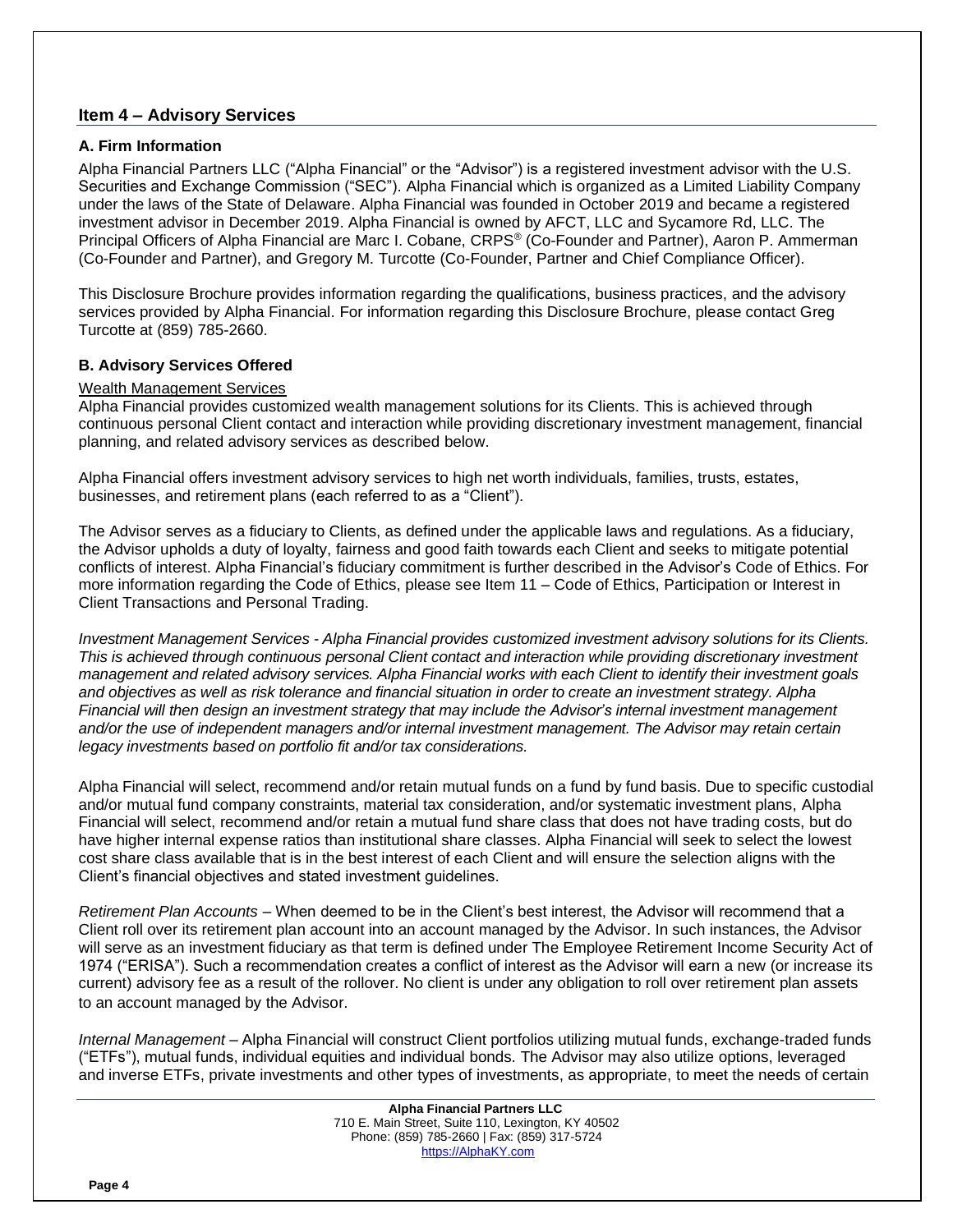## Item 4 – Advisory Services

### A. Firm Information

Alpha Financial Partners LLC ("Alpha Financial" or the "Advisor") is a registered investment advisor with the U.S. Securities and Exchange Commission ("SEC"). Alpha Financial which is organized as a Limited Liability Company under the laws of the State of Delaware. Alpha Financial was founded in October 2019 and became a registered investment advisor in December 2019. Alpha Financial is owned by AFCT, LLC and Sycamore Rd, LLC. The Principal Officers of Alpha Financial are Marc I. Cobane, CRPS® (Co-Founder and Partner), Aaron P. Ammerman (Co-Founder and Partner), and Gregory M. Turcotte (Co-Founder, Partner and Chief Compliance Officer).

This Disclosure Brochure provides information regarding the qualifications, business practices, and the advisory services provided by Alpha Financial. For information regarding this Disclosure Brochure, please contact Greg Turcotte at (859) 785-2660.

### B. Advisory Services Offered

Wealth Management Services

Alpha Financial provides customized wealth management solutions for its Clients. This is achieved through continuous personal Client contact and interaction while providing discretionary investment management, financial planning, and related advisory services as described below.

Alpha Financial offers investment advisory services to high net worth individuals, families, trusts, estates, businesses, and retirement plans (each referred to as a "Client").

The Advisor serves as a fiduciary to Clients, as defined under the applicable laws and regulations. As a fiduciary, the Advisor upholds a duty of loyalty, fairness and good faith towards each Client and seeks to mitigate potential conflicts of interest. Alpha Financial's fiduciary commitment is further described in the Advisor's Code of Ethics. For more information regarding the Code of Ethics, please see Item 11 – Code of Ethics, Participation or Interest in Client Transactions and Personal Trading.

*Investment Management Services - Alpha Financial provides customized investment advisory solutions for its Clients. This is achieved through continuous personal Client contact and interaction while providing discretionary investment management and related advisory services. Alpha Financial works with each Client to identify their investment goals and objectives as well as risk tolerance and financial situation in order to create an investment strategy. Alpha Financial will then design an investment strategy that may include the Advisor's internal investment management and/or the use of independent managers and/or internal investment management. The Advisor may retain certain legacy investments based on portfolio fit and/or tax considerations.*

Alpha Financial will select, recommend and/or retain mutual funds on a fund by fund basis. Due to specific custodial and/or mutual fund company constraints, material tax consideration, and/or systematic investment plans, Alpha Financial will select, recommend and/or retain a mutual fund share class that does not have trading costs, but do have higher internal expense ratios than institutional share classes. Alpha Financial will seek to select the lowest cost share class available that is in the best interest of each Client and will ensure the selection aligns with the Client's financial objectives and stated investment guidelines.

*Retirement Plan Accounts* – When deemed to be in the Client's best interest, the Advisor will recommend that a Client roll over its retirement plan account into an account managed by the Advisor. In such instances, the Advisor will serve as an investment fiduciary as that term is defined under The Employee Retirement Income Security Act of 1974 ("ERISA"). Such a recommendation creates a conflict of interest as the Advisor will earn a new (or increase its current) advisory fee as a result of the rollover. No client is under any obligation to roll over retirement plan assets to an account managed by the Advisor.

*Internal Management* – Alpha Financial will construct Client portfolios utilizing mutual funds, exchange-traded funds ("ETFs"), mutual funds, individual equities and individual bonds. The Advisor may also utilize options, leveraged and inverse ETFs, private investments and other types of investments, as appropriate, to meet the needs of certain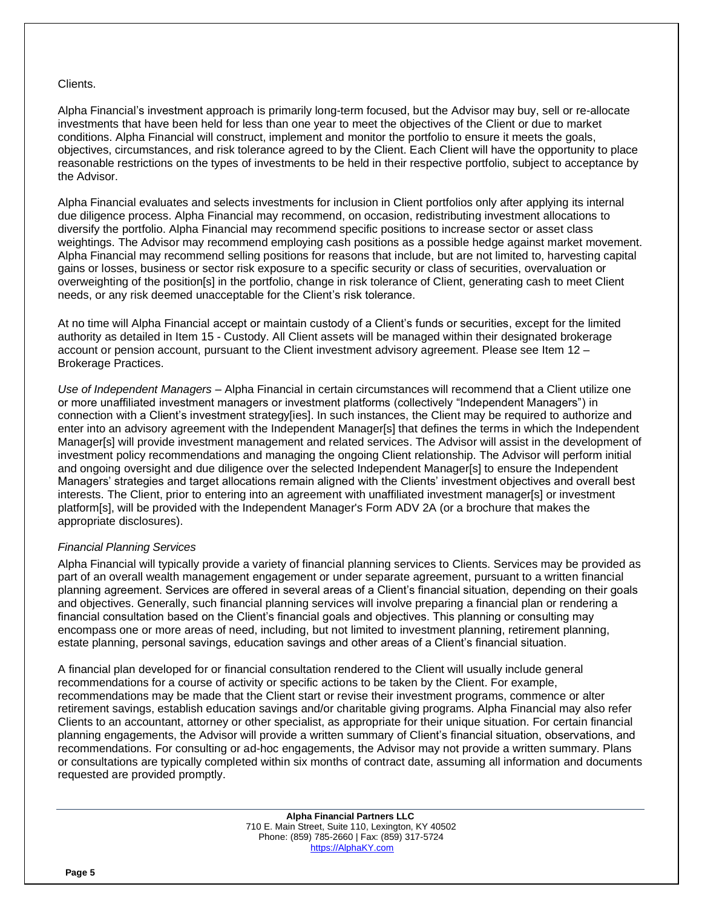Clients.

Alpha Financial's investment approach is primarily long-term focused, but the Advisor may buy, sell or re-allocate investments that have been held for less than one year to meet the objectives of the Client or due to market conditions. Alpha Financial will construct, implement and monitor the portfolio to ensure it meets the goals, objectives, circumstances, and risk tolerance agreed to by the Client. Each Client will have the opportunity to place reasonable restrictions on the types of investments to be held in their respective portfolio, subject to acceptance by the Advisor.

Alpha Financial evaluates and selects investments for inclusion in Client portfolios only after applying its internal due diligence process. Alpha Financial may recommend, on occasion, redistributing investment allocations to diversify the portfolio. Alpha Financial may recommend specific positions to increase sector or asset class weightings. The Advisor may recommend employing cash positions as a possible hedge against market movement. Alpha Financial may recommend selling positions for reasons that include, but are not limited to, harvesting capital gains or losses, business or sector risk exposure to a specific security or class of securities, overvaluation or overweighting of the position[s] in the portfolio, change in risk tolerance of Client, generating cash to meet Client needs, or any risk deemed unacceptable for the Client's risk tolerance.

At no time will Alpha Financial accept or maintain custody of a Client's funds or securities, except for the limited authority as detailed in Item 15 - Custody. All Client assets will be managed within their designated brokerage account or pension account, pursuant to the Client investment advisory agreement. Please see Item 12 – Brokerage Practices.

*Use of Independent Managers* – Alpha Financial in certain circumstances will recommend that a Client utilize one or more unaffiliated investment managers or investment platforms (collectively "Independent Managers") in connection with a Client's investment strategy[ies]. In such instances, the Client may be required to authorize and enter into an advisory agreement with the Independent Manager[s] that defines the terms in which the Independent Manager[s] will provide investment management and related services. The Advisor will assist in the development of investment policy recommendations and managing the ongoing Client relationship. The Advisor will perform initial and ongoing oversight and due diligence over the selected Independent Manager[s] to ensure the Independent Managers' strategies and target allocations remain aligned with the Clients' investment objectives and overall best interests. The Client, prior to entering into an agreement with unaffiliated investment manager[s] or investment platform[s], will be provided with the Independent Manager's Form ADV 2A (or a brochure that makes the appropriate disclosures).

*Financial Planning Services*

Alpha Financial will typically provide a variety of financial planning services to Clients. Services may be provided as part of an overall wealth management engagement or under separate agreement, pursuant to a written financial planning agreement. Services are offered in several areas of a Client's financial situation, depending on their goals and objectives. Generally, such financial planning services will involve preparing a financial plan or rendering a financial consultation based on the Client's financial goals and objectives. This planning or consulting may encompass one or more areas of need, including, but not limited to investment planning, retirement planning, estate planning, personal savings, education savings and other areas of a Client's financial situation.

A financial plan developed for or financial consultation rendered to the Client will usually include general recommendations for a course of activity or specific actions to be taken by the Client. For example, recommendations may be made that the Client start or revise their investment programs, commence or alter retirement savings, establish education savings and/or charitable giving programs. Alpha Financial may also refer Clients to an accountant, attorney or other specialist, as appropriate for their unique situation. For certain financial planning engagements, the Advisor will provide a written summary of Client's financial situation, observations, and recommendations. For consulting or ad-hoc engagements, the Advisor may not provide a written summary. Plans or consultations are typically completed within six months of contract date, assuming all information and documents requested are provided promptly.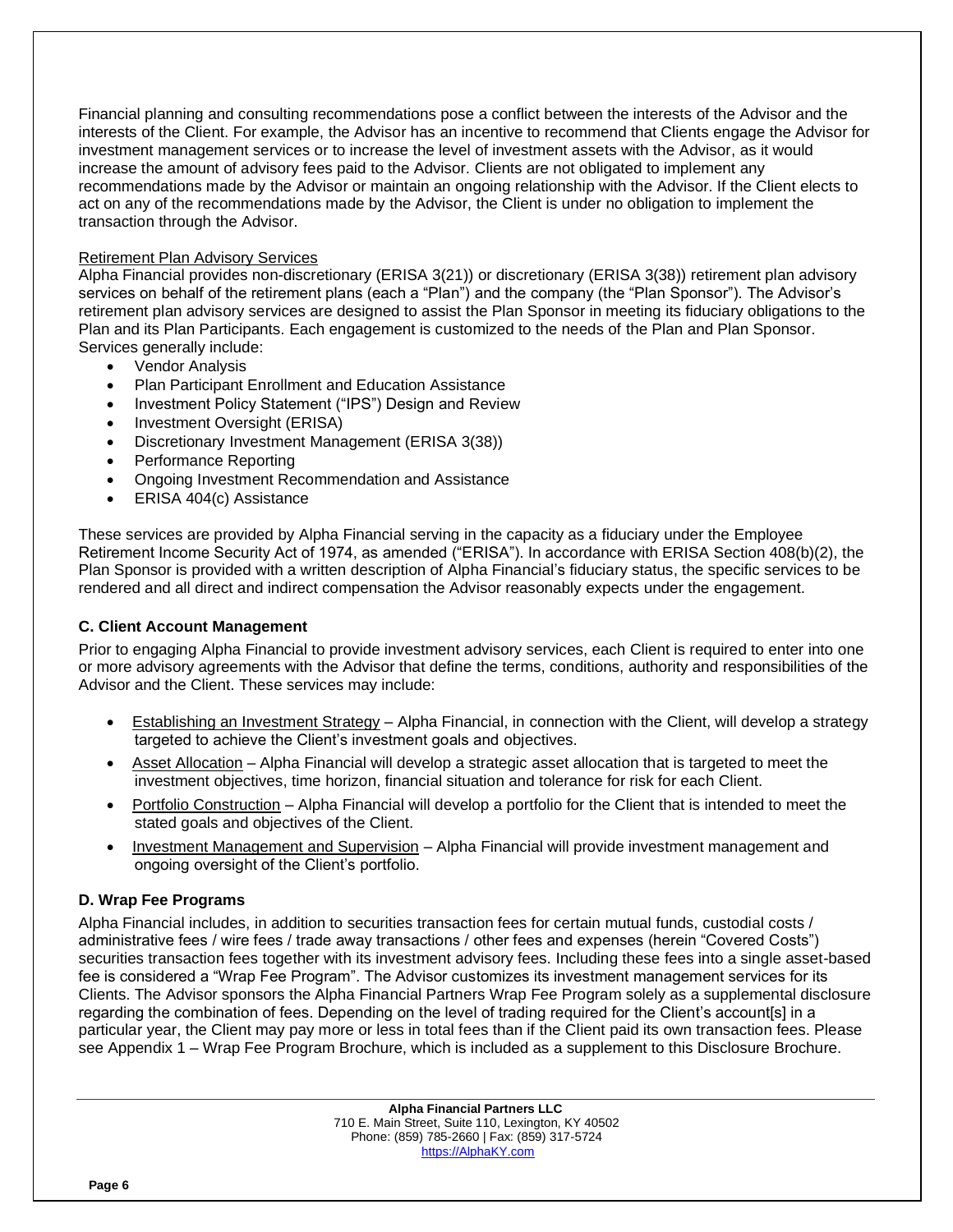Financial planning and consulting recommendations pose a conflict between the interests of the Advisor and the interests of the Client. For example, the Advisor has an incentive to recommend that Clients engage the Advisor for investment management services or to increase the level of investment assets with the Advisor, as it would increase the amount of advisory fees paid to the Advisor. Clients are not obligated to implement any recommendations made by the Advisor or maintain an ongoing relationship with the Advisor. If the Client elects to act on any of the recommendations made by the Advisor, the Client is under no obligation to implement the transaction through the Advisor.

Retirement Plan Advisory Services

Alpha Financial provides non-discretionary (ERISA 3(21)) or discretionary (ERISA 3(38)) retirement plan advisory services on behalf of the retirement plans (each a "Plan") and the company (the "Plan Sponsor"). The Advisor's retirement plan advisory services are designed to assist the Plan Sponsor in meeting its fiduciary obligations to the Plan and its Plan Participants. Each engagement is customized to the needs of the Plan and Plan Sponsor. Services generally include:

- Vendor Analysis
- Plan Participant Enrollment and Education Assistance
- Investment Policy Statement ("IPS") Design and Review
- Investment Oversight (ERISA)
- Discretionary Investment Management (ERISA 3(38))
- Performance Reporting
- Ongoing Investment Recommendation and Assistance
- ERISA 404(c) Assistance

These services are provided by Alpha Financial serving in the capacity as a fiduciary under the Employee Retirement Income Security Act of 1974, as amended ("ERISA"). In accordance with ERISA Section 408(b)(2), the Plan Sponsor is provided with a written description of Alpha Financial's fiduciary status, the specific services to be rendered and all direct and indirect compensation the Advisor reasonably expects under the engagement.

### C. Client Account Management

Prior to engaging Alpha Financial to provide investment advisory services, each Client is required to enter into one or more advisory agreements with the Advisor that define the terms, conditions, authority and responsibilities of the Advisor and the Client. These services may include:

- Establishing an Investment Strategy – Alpha Financial, in connection with the Client, will develop a strategy targeted to achieve the Client's investment goals and objectives.
- Asset Allocation – Alpha Financial will develop a strategic asset allocation that is targeted to meet the investment objectives, time horizon, financial situation and tolerance for risk for each Client.
- Portfolio Construction – Alpha Financial will develop a portfolio for the Client that is intended to meet the stated goals and objectives of the Client.
- Investment Management and Supervision – Alpha Financial will provide investment management and ongoing oversight of the Client's portfolio.

### D. Wrap Fee Programs

Alpha Financial includes, in addition to securities transaction fees for certain mutual funds, custodial costs / administrative fees / wire fees / trade away transactions / other fees and expenses (herein "Covered Costs") securities transaction fees together with its investment advisory fees. Including these fees into a single asset-based fee is considered a "Wrap Fee Program". The Advisor customizes its investment management services for its Clients. The Advisor sponsors the Alpha Financial Partners Wrap Fee Program solely as a supplemental disclosure regarding the combination of fees. Depending on the level of trading required for the Client's account[s] in a particular year, the Client may pay more or less in total fees than if the Client paid its own transaction fees. Please see Appendix 1 – Wrap Fee Program Brochure, which is included as a supplement to this Disclosure Brochure.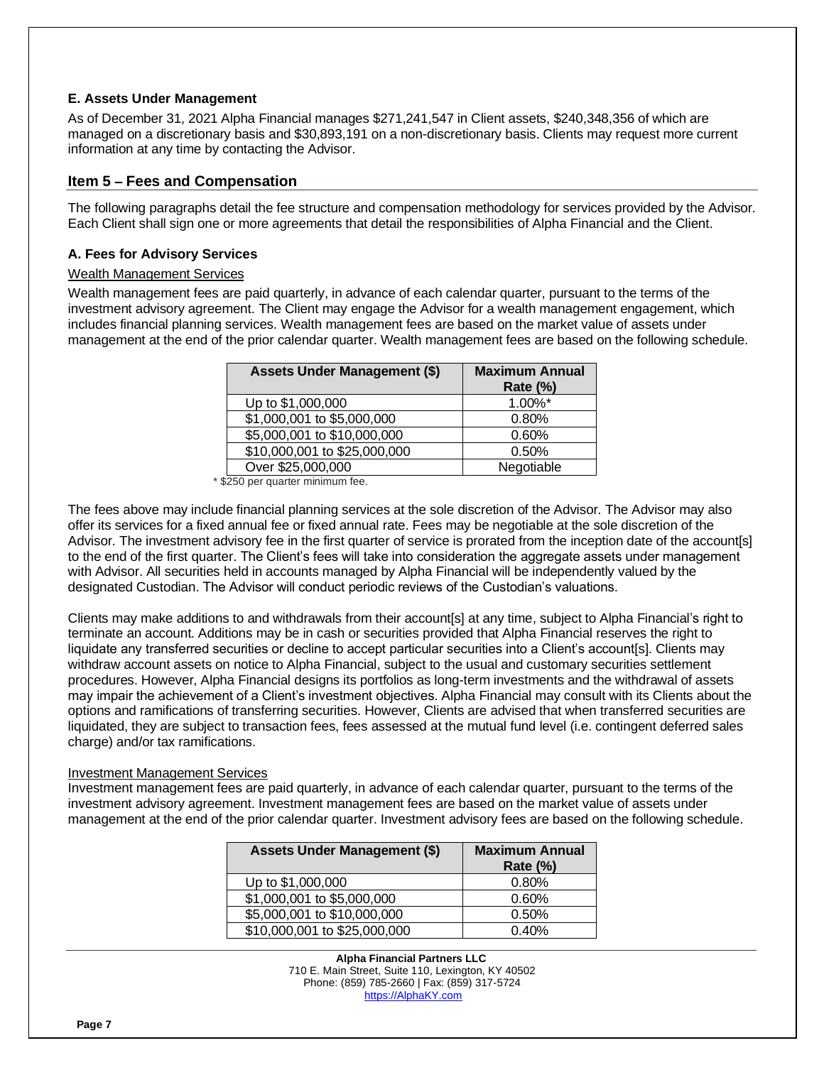### E. Assets Under Management

As of December 31, 2021 Alpha Financial manages $271,241,547 in Client assets, $240,348,356 of which are managed on a discretionary basis and $30,893,191 on a non-discretionary basis. Clients may request more current information at any time by contacting the Advisor.

## Item 5 – Fees and Compensation

The following paragraphs detail the fee structure and compensation methodology for services provided by the Advisor. Each Client shall sign one or more agreements that detail the responsibilities of Alpha Financial and the Client.

### A. Fees for Advisory Services

Wealth Management Services

Wealth management fees are paid quarterly, in advance of each calendar quarter, pursuant to the terms of the investment advisory agreement. The Client may engage the Advisor for a wealth management engagement, which includes financial planning services. Wealth management fees are based on the market value of assets under management at the end of the prior calendar quarter. Wealth management fees are based on the following schedule.

| Assets Under Management ($) | Maximum Annual Rate (%) |
|---|---|
| Up to $1,000,000 | 1.00%* |
| $1,000,001 to $5,000,000 | 0.80% |
| $5,000,001 to $10,000,000 | 0.60% |
| $10,000,001 to $25,000,000 | 0.50% |
| Over $25,000,000 | Negotiable |

* $250 per quarter minimum fee.

The fees above may include financial planning services at the sole discretion of the Advisor. The Advisor may also offer its services for a fixed annual fee or fixed annual rate. Fees may be negotiable at the sole discretion of the Advisor. The investment advisory fee in the first quarter of service is prorated from the inception date of the account[s] to the end of the first quarter. The Client's fees will take into consideration the aggregate assets under management with Advisor. All securities held in accounts managed by Alpha Financial will be independently valued by the designated Custodian. The Advisor will conduct periodic reviews of the Custodian's valuations.

Clients may make additions to and withdrawals from their account[s] at any time, subject to Alpha Financial's right to terminate an account. Additions may be in cash or securities provided that Alpha Financial reserves the right to liquidate any transferred securities or decline to accept particular securities into a Client's account[s]. Clients may withdraw account assets on notice to Alpha Financial, subject to the usual and customary securities settlement procedures. However, Alpha Financial designs its portfolios as long-term investments and the withdrawal of assets may impair the achievement of a Client's investment objectives. Alpha Financial may consult with its Clients about the options and ramifications of transferring securities. However, Clients are advised that when transferred securities are liquidated, they are subject to transaction fees, fees assessed at the mutual fund level (i.e. contingent deferred sales charge) and/or tax ramifications.

Investment Management Services

Investment management fees are paid quarterly, in advance of each calendar quarter, pursuant to the terms of the investment advisory agreement. Investment management fees are based on the market value of assets under management at the end of the prior calendar quarter. Investment advisory fees are based on the following schedule.

| Assets Under Management ($) | Maximum Annual Rate (%) |
|---|---|
| Up to $1,000,000 | 0.80% |
| $1,000,001 to $5,000,000 | 0.60% |
| $5,000,001 to $10,000,000 | 0.50% |
| $10,000,001 to $25,000,000 | 0.40% |

**Alpha Financial Partners LLC**
710 E. Main Street, Suite 110, Lexington, KY 40502
Phone: (859) 785-2660 | Fax: (859) 317-5724
https://AlphaKY.com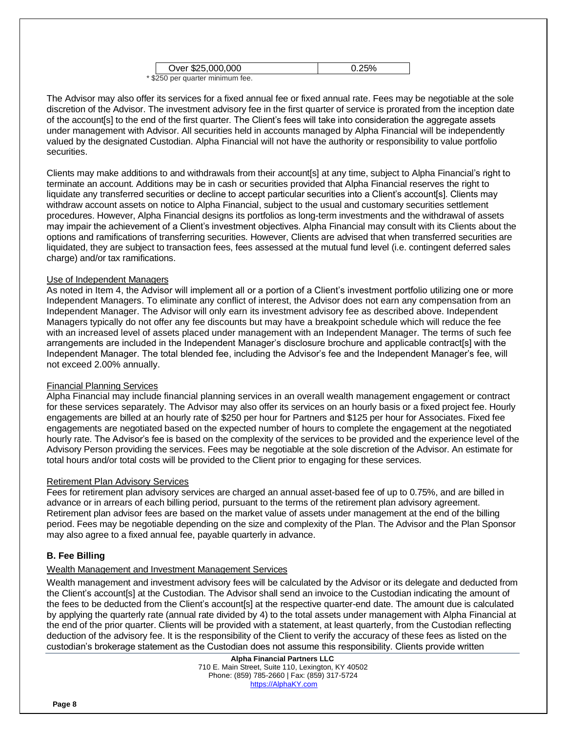| | |
|---|---|
| Over $25,000,000 | 0.25% |

* $250 per quarter minimum fee.

The Advisor may also offer its services for a fixed annual fee or fixed annual rate. Fees may be negotiable at the sole discretion of the Advisor. The investment advisory fee in the first quarter of service is prorated from the inception date of the account[s] to the end of the first quarter. The Client's fees will take into consideration the aggregate assets under management with Advisor. All securities held in accounts managed by Alpha Financial will be independently valued by the designated Custodian. Alpha Financial will not have the authority or responsibility to value portfolio securities.

Clients may make additions to and withdrawals from their account[s] at any time, subject to Alpha Financial's right to terminate an account. Additions may be in cash or securities provided that Alpha Financial reserves the right to liquidate any transferred securities or decline to accept particular securities into a Client's account[s]. Clients may withdraw account assets on notice to Alpha Financial, subject to the usual and customary securities settlement procedures. However, Alpha Financial designs its portfolios as long-term investments and the withdrawal of assets may impair the achievement of a Client's investment objectives. Alpha Financial may consult with its Clients about the options and ramifications of transferring securities. However, Clients are advised that when transferred securities are liquidated, they are subject to transaction fees, fees assessed at the mutual fund level (i.e. contingent deferred sales charge) and/or tax ramifications.

Use of Independent Managers

As noted in Item 4, the Advisor will implement all or a portion of a Client's investment portfolio utilizing one or more Independent Managers. To eliminate any conflict of interest, the Advisor does not earn any compensation from an Independent Manager. The Advisor will only earn its investment advisory fee as described above. Independent Managers typically do not offer any fee discounts but may have a breakpoint schedule which will reduce the fee with an increased level of assets placed under management with an Independent Manager. The terms of such fee arrangements are included in the Independent Manager's disclosure brochure and applicable contract[s] with the Independent Manager. The total blended fee, including the Advisor's fee and the Independent Manager's fee, will not exceed 2.00% annually.

Financial Planning Services

Alpha Financial may include financial planning services in an overall wealth management engagement or contract for these services separately. The Advisor may also offer its services on an hourly basis or a fixed project fee. Hourly engagements are billed at an hourly rate of $250 per hour for Partners and $125 per hour for Associates. Fixed fee engagements are negotiated based on the expected number of hours to complete the engagement at the negotiated hourly rate. The Advisor's fee is based on the complexity of the services to be provided and the experience level of the Advisory Person providing the services. Fees may be negotiable at the sole discretion of the Advisor. An estimate for total hours and/or total costs will be provided to the Client prior to engaging for these services.

Retirement Plan Advisory Services

Fees for retirement plan advisory services are charged an annual asset-based fee of up to 0.75%, and are billed in advance or in arrears of each billing period, pursuant to the terms of the retirement plan advisory agreement. Retirement plan advisor fees are based on the market value of assets under management at the end of the billing period. Fees may be negotiable depending on the size and complexity of the Plan. The Advisor and the Plan Sponsor may also agree to a fixed annual fee, payable quarterly in advance.

### B. Fee Billing

Wealth Management and Investment Management Services

Wealth management and investment advisory fees will be calculated by the Advisor or its delegate and deducted from the Client's account[s] at the Custodian. The Advisor shall send an invoice to the Custodian indicating the amount of the fees to be deducted from the Client's account[s] at the respective quarter-end date. The amount due is calculated by applying the quarterly rate (annual rate divided by 4) to the total assets under management with Alpha Financial at the end of the prior quarter. Clients will be provided with a statement, at least quarterly, from the Custodian reflecting deduction of the advisory fee. It is the responsibility of the Client to verify the accuracy of these fees as listed on the custodian's brokerage statement as the Custodian does not assume this responsibility. Clients provide written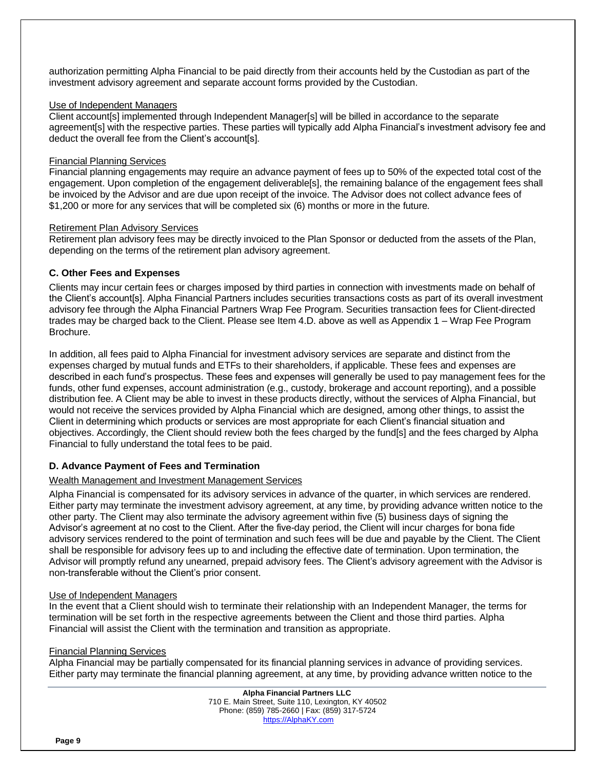authorization permitting Alpha Financial to be paid directly from their accounts held by the Custodian as part of the investment advisory agreement and separate account forms provided by the Custodian.

Use of Independent Managers

Client account[s] implemented through Independent Manager[s] will be billed in accordance to the separate agreement[s] with the respective parties. These parties will typically add Alpha Financial's investment advisory fee and deduct the overall fee from the Client's account[s].

Financial Planning Services

Financial planning engagements may require an advance payment of fees up to 50% of the expected total cost of the engagement. Upon completion of the engagement deliverable[s], the remaining balance of the engagement fees shall be invoiced by the Advisor and are due upon receipt of the invoice. The Advisor does not collect advance fees of $1,200 or more for any services that will be completed six (6) months or more in the future.

Retirement Plan Advisory Services

Retirement plan advisory fees may be directly invoiced to the Plan Sponsor or deducted from the assets of the Plan, depending on the terms of the retirement plan advisory agreement.

### C. Other Fees and Expenses

Clients may incur certain fees or charges imposed by third parties in connection with investments made on behalf of the Client's account[s]. Alpha Financial Partners includes securities transactions costs as part of its overall investment advisory fee through the Alpha Financial Partners Wrap Fee Program. Securities transaction fees for Client-directed trades may be charged back to the Client. Please see Item 4.D. above as well as Appendix 1 – Wrap Fee Program Brochure.

In addition, all fees paid to Alpha Financial for investment advisory services are separate and distinct from the expenses charged by mutual funds and ETFs to their shareholders, if applicable. These fees and expenses are described in each fund's prospectus. These fees and expenses will generally be used to pay management fees for the funds, other fund expenses, account administration (e.g., custody, brokerage and account reporting), and a possible distribution fee. A Client may be able to invest in these products directly, without the services of Alpha Financial, but would not receive the services provided by Alpha Financial which are designed, among other things, to assist the Client in determining which products or services are most appropriate for each Client's financial situation and objectives. Accordingly, the Client should review both the fees charged by the fund[s] and the fees charged by Alpha Financial to fully understand the total fees to be paid.

### D. Advance Payment of Fees and Termination

Wealth Management and Investment Management Services

Alpha Financial is compensated for its advisory services in advance of the quarter, in which services are rendered. Either party may terminate the investment advisory agreement, at any time, by providing advance written notice to the other party. The Client may also terminate the advisory agreement within five (5) business days of signing the Advisor's agreement at no cost to the Client. After the five-day period, the Client will incur charges for bona fide advisory services rendered to the point of termination and such fees will be due and payable by the Client. The Client shall be responsible for advisory fees up to and including the effective date of termination. Upon termination, the Advisor will promptly refund any unearned, prepaid advisory fees. The Client's advisory agreement with the Advisor is non-transferable without the Client's prior consent.

Use of Independent Managers

In the event that a Client should wish to terminate their relationship with an Independent Manager, the terms for termination will be set forth in the respective agreements between the Client and those third parties. Alpha Financial will assist the Client with the termination and transition as appropriate.

Financial Planning Services

Alpha Financial may be partially compensated for its financial planning services in advance of providing services. Either party may terminate the financial planning agreement, at any time, by providing advance written notice to the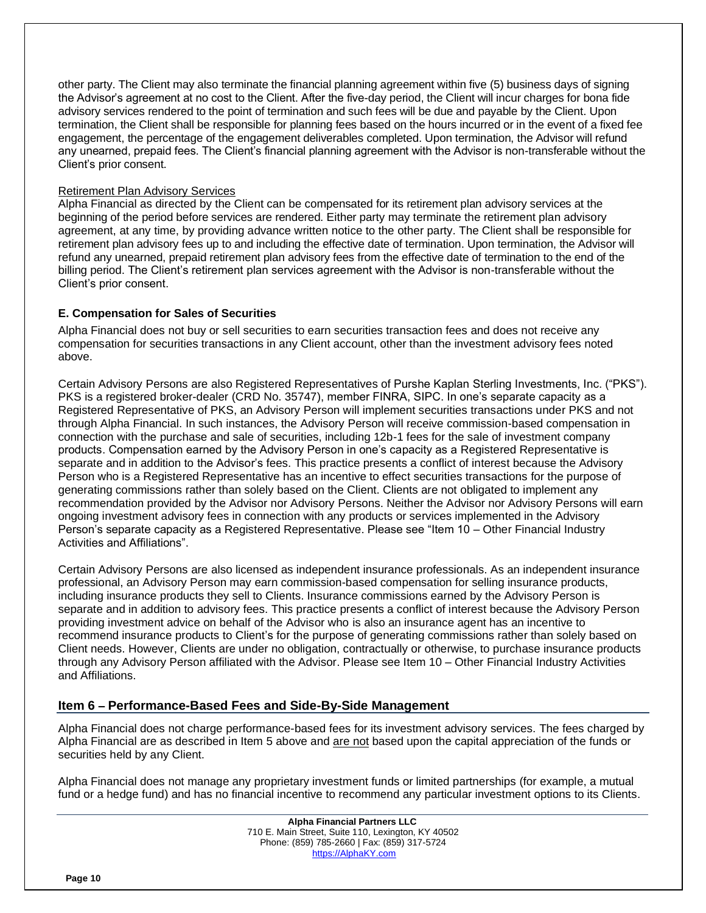other party. The Client may also terminate the financial planning agreement within five (5) business days of signing the Advisor's agreement at no cost to the Client. After the five-day period, the Client will incur charges for bona fide advisory services rendered to the point of termination and such fees will be due and payable by the Client. Upon termination, the Client shall be responsible for planning fees based on the hours incurred or in the event of a fixed fee engagement, the percentage of the engagement deliverables completed. Upon termination, the Advisor will refund any unearned, prepaid fees. The Client's financial planning agreement with the Advisor is non-transferable without the Client's prior consent.

Retirement Plan Advisory Services

Alpha Financial as directed by the Client can be compensated for its retirement plan advisory services at the beginning of the period before services are rendered. Either party may terminate the retirement plan advisory agreement, at any time, by providing advance written notice to the other party. The Client shall be responsible for retirement plan advisory fees up to and including the effective date of termination. Upon termination, the Advisor will refund any unearned, prepaid retirement plan advisory fees from the effective date of termination to the end of the billing period. The Client's retirement plan services agreement with the Advisor is non-transferable without the Client's prior consent.

### E. Compensation for Sales of Securities

Alpha Financial does not buy or sell securities to earn securities transaction fees and does not receive any compensation for securities transactions in any Client account, other than the investment advisory fees noted above.

Certain Advisory Persons are also Registered Representatives of Purshe Kaplan Sterling Investments, Inc. ("PKS"). PKS is a registered broker-dealer (CRD No. 35747), member FINRA, SIPC. In one's separate capacity as a Registered Representative of PKS, an Advisory Person will implement securities transactions under PKS and not through Alpha Financial. In such instances, the Advisory Person will receive commission-based compensation in connection with the purchase and sale of securities, including 12b-1 fees for the sale of investment company products. Compensation earned by the Advisory Person in one's capacity as a Registered Representative is separate and in addition to the Advisor's fees. This practice presents a conflict of interest because the Advisory Person who is a Registered Representative has an incentive to effect securities transactions for the purpose of generating commissions rather than solely based on the Client. Clients are not obligated to implement any recommendation provided by the Advisor nor Advisory Persons. Neither the Advisor nor Advisory Persons will earn ongoing investment advisory fees in connection with any products or services implemented in the Advisory Person's separate capacity as a Registered Representative. Please see "Item 10 – Other Financial Industry Activities and Affiliations".

Certain Advisory Persons are also licensed as independent insurance professionals. As an independent insurance professional, an Advisory Person may earn commission-based compensation for selling insurance products, including insurance products they sell to Clients. Insurance commissions earned by the Advisory Person is separate and in addition to advisory fees. This practice presents a conflict of interest because the Advisory Person providing investment advice on behalf of the Advisor who is also an insurance agent has an incentive to recommend insurance products to Client's for the purpose of generating commissions rather than solely based on Client needs. However, Clients are under no obligation, contractually or otherwise, to purchase insurance products through any Advisory Person affiliated with the Advisor. Please see Item 10 – Other Financial Industry Activities and Affiliations.

## Item 6 – Performance-Based Fees and Side-By-Side Management

Alpha Financial does not charge performance-based fees for its investment advisory services. The fees charged by Alpha Financial are as described in Item 5 above and are not based upon the capital appreciation of the funds or securities held by any Client.

Alpha Financial does not manage any proprietary investment funds or limited partnerships (for example, a mutual fund or a hedge fund) and has no financial incentive to recommend any particular investment options to its Clients.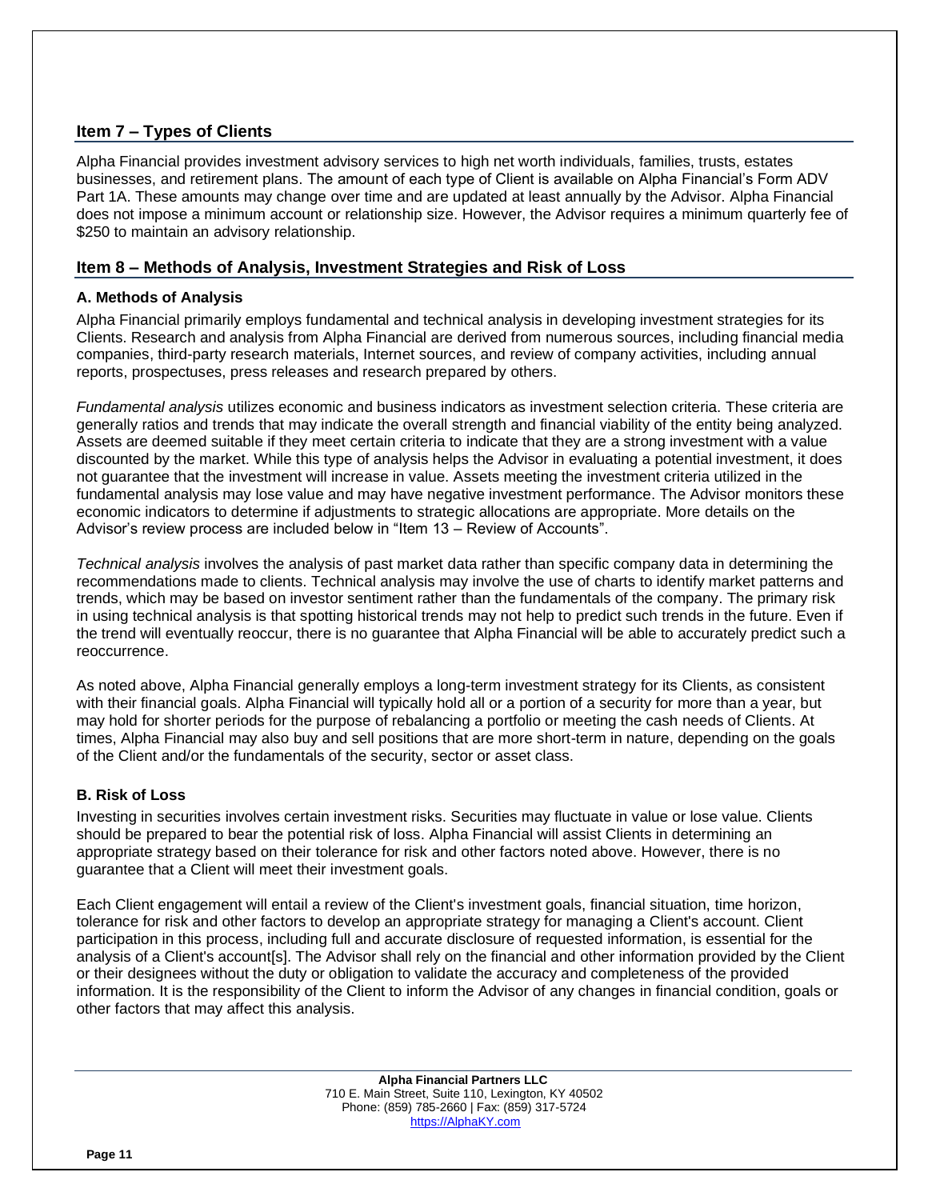## Item 7 – Types of Clients

Alpha Financial provides investment advisory services to high net worth individuals, families, trusts, estates businesses, and retirement plans. The amount of each type of Client is available on Alpha Financial's Form ADV Part 1A. These amounts may change over time and are updated at least annually by the Advisor. Alpha Financial does not impose a minimum account or relationship size. However, the Advisor requires a minimum quarterly fee of $250 to maintain an advisory relationship.

## Item 8 – Methods of Analysis, Investment Strategies and Risk of Loss

### A. Methods of Analysis

Alpha Financial primarily employs fundamental and technical analysis in developing investment strategies for its Clients. Research and analysis from Alpha Financial are derived from numerous sources, including financial media companies, third-party research materials, Internet sources, and review of company activities, including annual reports, prospectuses, press releases and research prepared by others.

*Fundamental analysis* utilizes economic and business indicators as investment selection criteria. These criteria are generally ratios and trends that may indicate the overall strength and financial viability of the entity being analyzed. Assets are deemed suitable if they meet certain criteria to indicate that they are a strong investment with a value discounted by the market. While this type of analysis helps the Advisor in evaluating a potential investment, it does not guarantee that the investment will increase in value. Assets meeting the investment criteria utilized in the fundamental analysis may lose value and may have negative investment performance. The Advisor monitors these economic indicators to determine if adjustments to strategic allocations are appropriate. More details on the Advisor's review process are included below in "Item 13 – Review of Accounts".

*Technical analysis* involves the analysis of past market data rather than specific company data in determining the recommendations made to clients. Technical analysis may involve the use of charts to identify market patterns and trends, which may be based on investor sentiment rather than the fundamentals of the company. The primary risk in using technical analysis is that spotting historical trends may not help to predict such trends in the future. Even if the trend will eventually reoccur, there is no guarantee that Alpha Financial will be able to accurately predict such a reoccurrence.

As noted above, Alpha Financial generally employs a long-term investment strategy for its Clients, as consistent with their financial goals. Alpha Financial will typically hold all or a portion of a security for more than a year, but may hold for shorter periods for the purpose of rebalancing a portfolio or meeting the cash needs of Clients. At times, Alpha Financial may also buy and sell positions that are more short-term in nature, depending on the goals of the Client and/or the fundamentals of the security, sector or asset class.

### B. Risk of Loss

Investing in securities involves certain investment risks. Securities may fluctuate in value or lose value. Clients should be prepared to bear the potential risk of loss. Alpha Financial will assist Clients in determining an appropriate strategy based on their tolerance for risk and other factors noted above. However, there is no guarantee that a Client will meet their investment goals.

Each Client engagement will entail a review of the Client's investment goals, financial situation, time horizon, tolerance for risk and other factors to develop an appropriate strategy for managing a Client's account. Client participation in this process, including full and accurate disclosure of requested information, is essential for the analysis of a Client's account[s]. The Advisor shall rely on the financial and other information provided by the Client or their designees without the duty or obligation to validate the accuracy and completeness of the provided information. It is the responsibility of the Client to inform the Advisor of any changes in financial condition, goals or other factors that may affect this analysis.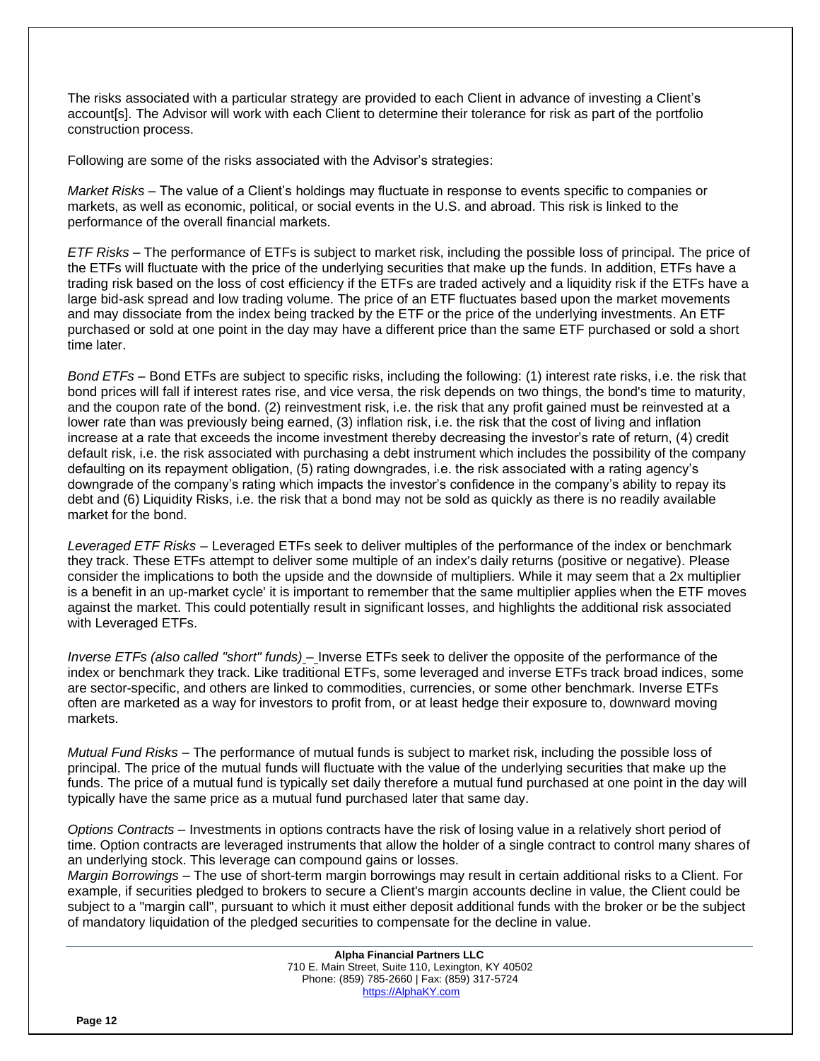The risks associated with a particular strategy are provided to each Client in advance of investing a Client's account[s]. The Advisor will work with each Client to determine their tolerance for risk as part of the portfolio construction process.

Following are some of the risks associated with the Advisor's strategies:

*Market Risks* – The value of a Client's holdings may fluctuate in response to events specific to companies or markets, as well as economic, political, or social events in the U.S. and abroad. This risk is linked to the performance of the overall financial markets.

*ETF Risks* – The performance of ETFs is subject to market risk, including the possible loss of principal. The price of the ETFs will fluctuate with the price of the underlying securities that make up the funds. In addition, ETFs have a trading risk based on the loss of cost efficiency if the ETFs are traded actively and a liquidity risk if the ETFs have a large bid-ask spread and low trading volume. The price of an ETF fluctuates based upon the market movements and may dissociate from the index being tracked by the ETF or the price of the underlying investments. An ETF purchased or sold at one point in the day may have a different price than the same ETF purchased or sold a short time later.

*Bond ETFs* – Bond ETFs are subject to specific risks, including the following: (1) interest rate risks, i.e. the risk that bond prices will fall if interest rates rise, and vice versa, the risk depends on two things, the bond's time to maturity, and the coupon rate of the bond. (2) reinvestment risk, i.e. the risk that any profit gained must be reinvested at a lower rate than was previously being earned, (3) inflation risk, i.e. the risk that the cost of living and inflation increase at a rate that exceeds the income investment thereby decreasing the investor's rate of return, (4) credit default risk, i.e. the risk associated with purchasing a debt instrument which includes the possibility of the company defaulting on its repayment obligation, (5) rating downgrades, i.e. the risk associated with a rating agency's downgrade of the company's rating which impacts the investor's confidence in the company's ability to repay its debt and (6) Liquidity Risks, i.e. the risk that a bond may not be sold as quickly as there is no readily available market for the bond.

*Leveraged ETF Risks* – Leveraged ETFs seek to deliver multiples of the performance of the index or benchmark they track. These ETFs attempt to deliver some multiple of an index's daily returns (positive or negative). Please consider the implications to both the upside and the downside of multipliers. While it may seem that a 2x multiplier is a benefit in an up-market cycle' it is important to remember that the same multiplier applies when the ETF moves against the market. This could potentially result in significant losses, and highlights the additional risk associated with Leveraged ETFs.

*Inverse ETFs (also called "short" funds)* – Inverse ETFs seek to deliver the opposite of the performance of the index or benchmark they track. Like traditional ETFs, some leveraged and inverse ETFs track broad indices, some are sector-specific, and others are linked to commodities, currencies, or some other benchmark. Inverse ETFs often are marketed as a way for investors to profit from, or at least hedge their exposure to, downward moving markets.

*Mutual Fund Risks* – The performance of mutual funds is subject to market risk, including the possible loss of principal. The price of the mutual funds will fluctuate with the value of the underlying securities that make up the funds. The price of a mutual fund is typically set daily therefore a mutual fund purchased at one point in the day will typically have the same price as a mutual fund purchased later that same day.

*Options Contracts* – Investments in options contracts have the risk of losing value in a relatively short period of time. Option contracts are leveraged instruments that allow the holder of a single contract to control many shares of an underlying stock. This leverage can compound gains or losses.

*Margin Borrowings* – The use of short-term margin borrowings may result in certain additional risks to a Client. For example, if securities pledged to brokers to secure a Client's margin accounts decline in value, the Client could be subject to a "margin call", pursuant to which it must either deposit additional funds with the broker or be the subject of mandatory liquidation of the pledged securities to compensate for the decline in value.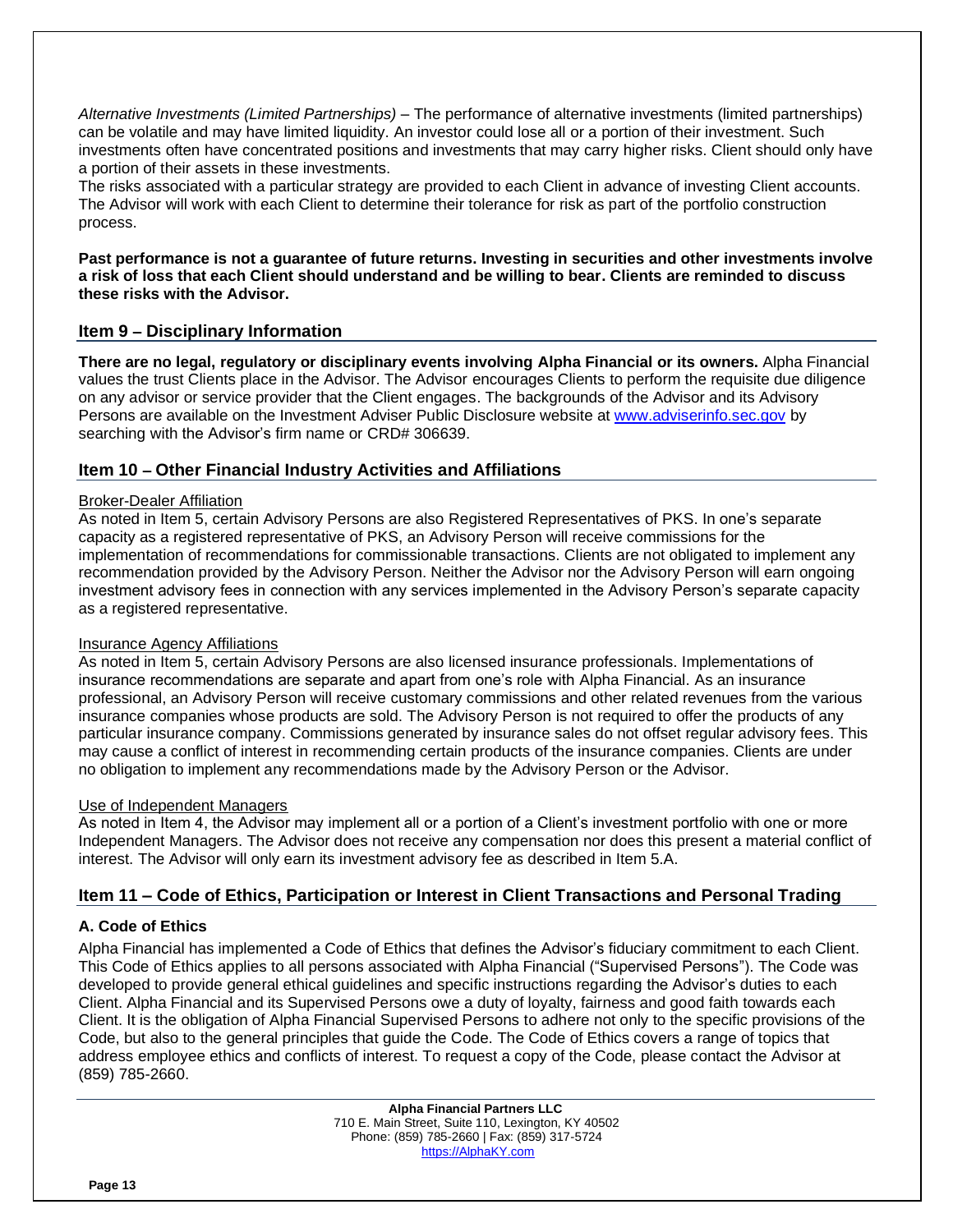*Alternative Investments (Limited Partnerships)* – The performance of alternative investments (limited partnerships) can be volatile and may have limited liquidity. An investor could lose all or a portion of their investment. Such investments often have concentrated positions and investments that may carry higher risks. Client should only have a portion of their assets in these investments.

The risks associated with a particular strategy are provided to each Client in advance of investing Client accounts. The Advisor will work with each Client to determine their tolerance for risk as part of the portfolio construction process.

**Past performance is not a guarantee of future returns. Investing in securities and other investments involve a risk of loss that each Client should understand and be willing to bear. Clients are reminded to discuss these risks with the Advisor.**

## Item 9 – Disciplinary Information

**There are no legal, regulatory or disciplinary events involving Alpha Financial or its owners.** Alpha Financial values the trust Clients place in the Advisor. The Advisor encourages Clients to perform the requisite due diligence on any advisor or service provider that the Client engages. The backgrounds of the Advisor and its Advisory Persons are available on the Investment Adviser Public Disclosure website at www.adviserinfo.sec.gov by searching with the Advisor's firm name or CRD# 306639.

## Item 10 – Other Financial Industry Activities and Affiliations

Broker-Dealer Affiliation

As noted in Item 5, certain Advisory Persons are also Registered Representatives of PKS. In one's separate capacity as a registered representative of PKS, an Advisory Person will receive commissions for the implementation of recommendations for commissionable transactions. Clients are not obligated to implement any recommendation provided by the Advisory Person. Neither the Advisor nor the Advisory Person will earn ongoing investment advisory fees in connection with any services implemented in the Advisory Person's separate capacity as a registered representative.

Insurance Agency Affiliations

As noted in Item 5, certain Advisory Persons are also licensed insurance professionals. Implementations of insurance recommendations are separate and apart from one's role with Alpha Financial. As an insurance professional, an Advisory Person will receive customary commissions and other related revenues from the various insurance companies whose products are sold. The Advisory Person is not required to offer the products of any particular insurance company. Commissions generated by insurance sales do not offset regular advisory fees. This may cause a conflict of interest in recommending certain products of the insurance companies. Clients are under no obligation to implement any recommendations made by the Advisory Person or the Advisor.

Use of Independent Managers

As noted in Item 4, the Advisor may implement all or a portion of a Client's investment portfolio with one or more Independent Managers. The Advisor does not receive any compensation nor does this present a material conflict of interest. The Advisor will only earn its investment advisory fee as described in Item 5.A.

## Item 11 – Code of Ethics, Participation or Interest in Client Transactions and Personal Trading

### A. Code of Ethics

Alpha Financial has implemented a Code of Ethics that defines the Advisor's fiduciary commitment to each Client. This Code of Ethics applies to all persons associated with Alpha Financial ("Supervised Persons"). The Code was developed to provide general ethical guidelines and specific instructions regarding the Advisor's duties to each Client. Alpha Financial and its Supervised Persons owe a duty of loyalty, fairness and good faith towards each Client. It is the obligation of Alpha Financial Supervised Persons to adhere not only to the specific provisions of the Code, but also to the general principles that guide the Code. The Code of Ethics covers a range of topics that address employee ethics and conflicts of interest. To request a copy of the Code, please contact the Advisor at (859) 785-2660.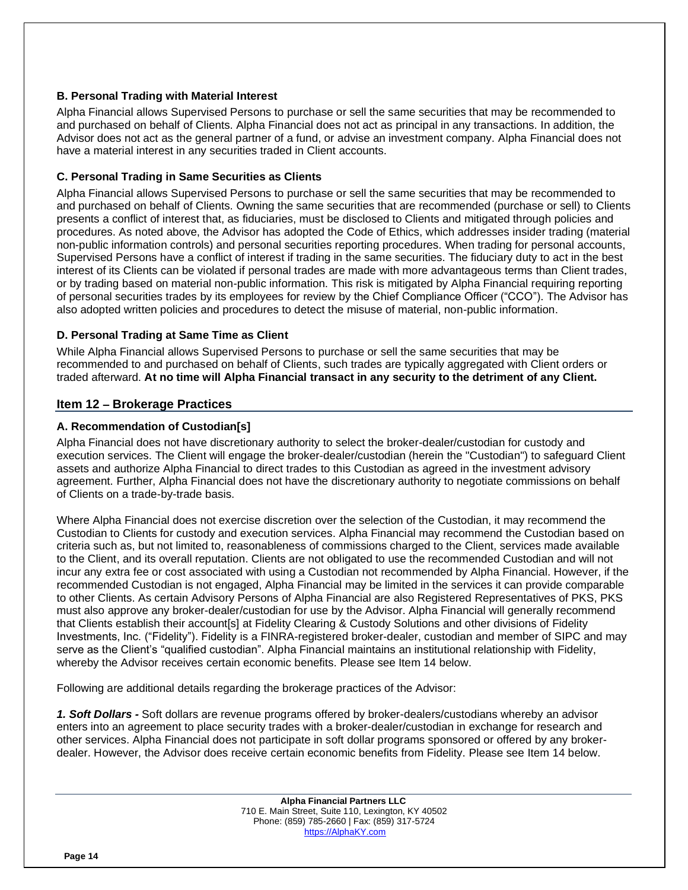### B. Personal Trading with Material Interest

Alpha Financial allows Supervised Persons to purchase or sell the same securities that may be recommended to and purchased on behalf of Clients. Alpha Financial does not act as principal in any transactions. In addition, the Advisor does not act as the general partner of a fund, or advise an investment company. Alpha Financial does not have a material interest in any securities traded in Client accounts.

### C. Personal Trading in Same Securities as Clients

Alpha Financial allows Supervised Persons to purchase or sell the same securities that may be recommended to and purchased on behalf of Clients. Owning the same securities that are recommended (purchase or sell) to Clients presents a conflict of interest that, as fiduciaries, must be disclosed to Clients and mitigated through policies and procedures. As noted above, the Advisor has adopted the Code of Ethics, which addresses insider trading (material non-public information controls) and personal securities reporting procedures. When trading for personal accounts, Supervised Persons have a conflict of interest if trading in the same securities. The fiduciary duty to act in the best interest of its Clients can be violated if personal trades are made with more advantageous terms than Client trades, or by trading based on material non-public information. This risk is mitigated by Alpha Financial requiring reporting of personal securities trades by its employees for review by the Chief Compliance Officer ("CCO"). The Advisor has also adopted written policies and procedures to detect the misuse of material, non-public information.

### D. Personal Trading at Same Time as Client

While Alpha Financial allows Supervised Persons to purchase or sell the same securities that may be recommended to and purchased on behalf of Clients, such trades are typically aggregated with Client orders or traded afterward. **At no time will Alpha Financial transact in any security to the detriment of any Client.**

## Item 12 – Brokerage Practices

### A. Recommendation of Custodian[s]

Alpha Financial does not have discretionary authority to select the broker-dealer/custodian for custody and execution services. The Client will engage the broker-dealer/custodian (herein the "Custodian") to safeguard Client assets and authorize Alpha Financial to direct trades to this Custodian as agreed in the investment advisory agreement. Further, Alpha Financial does not have the discretionary authority to negotiate commissions on behalf of Clients on a trade-by-trade basis.

Where Alpha Financial does not exercise discretion over the selection of the Custodian, it may recommend the Custodian to Clients for custody and execution services. Alpha Financial may recommend the Custodian based on criteria such as, but not limited to, reasonableness of commissions charged to the Client, services made available to the Client, and its overall reputation. Clients are not obligated to use the recommended Custodian and will not incur any extra fee or cost associated with using a Custodian not recommended by Alpha Financial. However, if the recommended Custodian is not engaged, Alpha Financial may be limited in the services it can provide comparable to other Clients. As certain Advisory Persons of Alpha Financial are also Registered Representatives of PKS, PKS must also approve any broker-dealer/custodian for use by the Advisor. Alpha Financial will generally recommend that Clients establish their account[s] at Fidelity Clearing & Custody Solutions and other divisions of Fidelity Investments, Inc. ("Fidelity"). Fidelity is a FINRA-registered broker-dealer, custodian and member of SIPC and may serve as the Client's "qualified custodian". Alpha Financial maintains an institutional relationship with Fidelity, whereby the Advisor receives certain economic benefits. Please see Item 14 below.

Following are additional details regarding the brokerage practices of the Advisor:

***1. Soft Dollars -*** Soft dollars are revenue programs offered by broker-dealers/custodians whereby an advisor enters into an agreement to place security trades with a broker-dealer/custodian in exchange for research and other services. Alpha Financial does not participate in soft dollar programs sponsored or offered by any broker-dealer. However, the Advisor does receive certain economic benefits from Fidelity. Please see Item 14 below.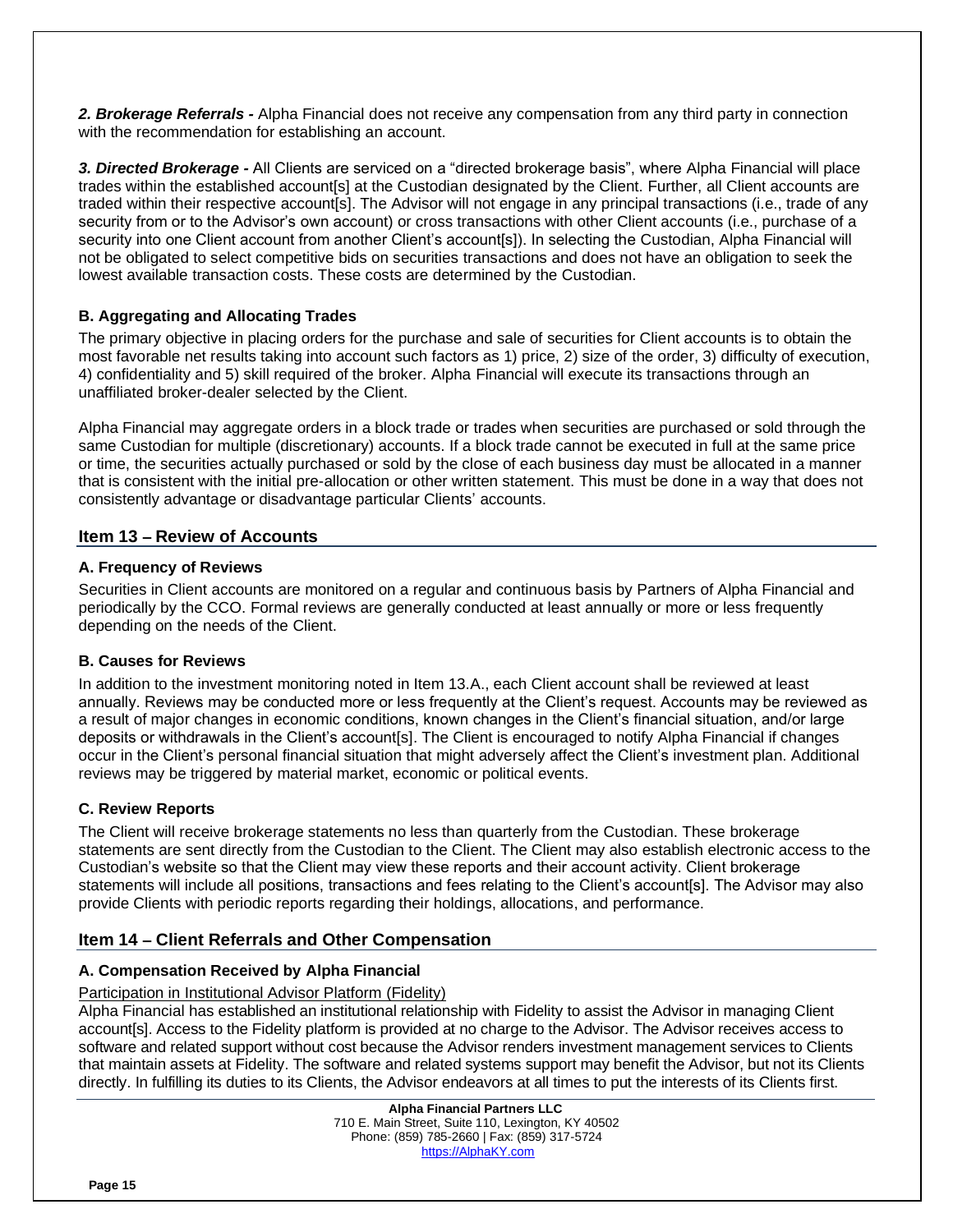***2. Brokerage Referrals*** **-** Alpha Financial does not receive any compensation from any third party in connection with the recommendation for establishing an account.

***3. Directed Brokerage*** **-** All Clients are serviced on a "directed brokerage basis", where Alpha Financial will place trades within the established account[s] at the Custodian designated by the Client. Further, all Client accounts are traded within their respective account[s]. The Advisor will not engage in any principal transactions (i.e., trade of any security from or to the Advisor's own account) or cross transactions with other Client accounts (i.e., purchase of a security into one Client account from another Client's account[s]). In selecting the Custodian, Alpha Financial will not be obligated to select competitive bids on securities transactions and does not have an obligation to seek the lowest available transaction costs. These costs are determined by the Custodian.

### B. Aggregating and Allocating Trades

The primary objective in placing orders for the purchase and sale of securities for Client accounts is to obtain the most favorable net results taking into account such factors as 1) price, 2) size of the order, 3) difficulty of execution, 4) confidentiality and 5) skill required of the broker. Alpha Financial will execute its transactions through an unaffiliated broker-dealer selected by the Client.

Alpha Financial may aggregate orders in a block trade or trades when securities are purchased or sold through the same Custodian for multiple (discretionary) accounts. If a block trade cannot be executed in full at the same price or time, the securities actually purchased or sold by the close of each business day must be allocated in a manner that is consistent with the initial pre-allocation or other written statement. This must be done in a way that does not consistently advantage or disadvantage particular Clients' accounts.

## Item 13 – Review of Accounts

### A. Frequency of Reviews

Securities in Client accounts are monitored on a regular and continuous basis by Partners of Alpha Financial and periodically by the CCO. Formal reviews are generally conducted at least annually or more or less frequently depending on the needs of the Client.

### B. Causes for Reviews

In addition to the investment monitoring noted in Item 13.A., each Client account shall be reviewed at least annually. Reviews may be conducted more or less frequently at the Client's request. Accounts may be reviewed as a result of major changes in economic conditions, known changes in the Client's financial situation, and/or large deposits or withdrawals in the Client's account[s]. The Client is encouraged to notify Alpha Financial if changes occur in the Client's personal financial situation that might adversely affect the Client's investment plan. Additional reviews may be triggered by material market, economic or political events.

### C. Review Reports

The Client will receive brokerage statements no less than quarterly from the Custodian. These brokerage statements are sent directly from the Custodian to the Client. The Client may also establish electronic access to the Custodian's website so that the Client may view these reports and their account activity. Client brokerage statements will include all positions, transactions and fees relating to the Client's account[s]. The Advisor may also provide Clients with periodic reports regarding their holdings, allocations, and performance.

## Item 14 – Client Referrals and Other Compensation

### A. Compensation Received by Alpha Financial

Participation in Institutional Advisor Platform (Fidelity)

Alpha Financial has established an institutional relationship with Fidelity to assist the Advisor in managing Client account[s]. Access to the Fidelity platform is provided at no charge to the Advisor. The Advisor receives access to software and related support without cost because the Advisor renders investment management services to Clients that maintain assets at Fidelity. The software and related systems support may benefit the Advisor, but not its Clients directly. In fulfilling its duties to its Clients, the Advisor endeavors at all times to put the interests of its Clients first.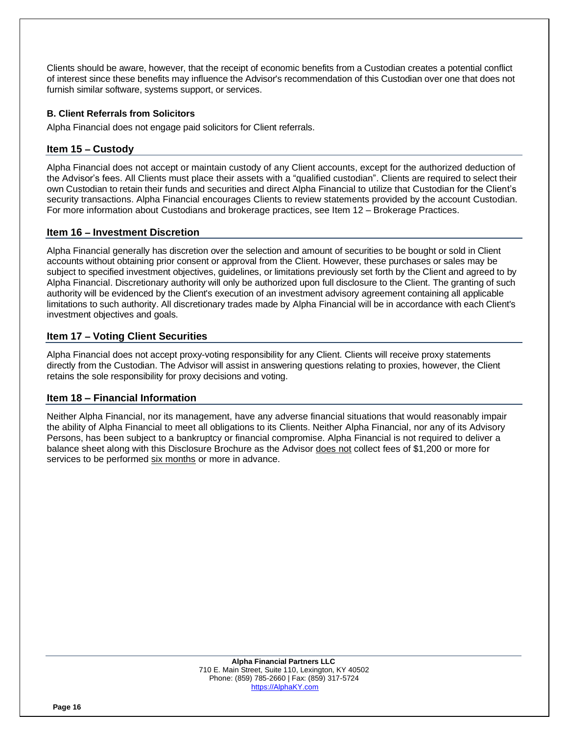Clients should be aware, however, that the receipt of economic benefits from a Custodian creates a potential conflict of interest since these benefits may influence the Advisor's recommendation of this Custodian over one that does not furnish similar software, systems support, or services.

### B. Client Referrals from Solicitors

Alpha Financial does not engage paid solicitors for Client referrals.

## Item 15 – Custody

Alpha Financial does not accept or maintain custody of any Client accounts, except for the authorized deduction of the Advisor's fees. All Clients must place their assets with a "qualified custodian". Clients are required to select their own Custodian to retain their funds and securities and direct Alpha Financial to utilize that Custodian for the Client's security transactions. Alpha Financial encourages Clients to review statements provided by the account Custodian. For more information about Custodians and brokerage practices, see Item 12 – Brokerage Practices.

## Item 16 – Investment Discretion

Alpha Financial generally has discretion over the selection and amount of securities to be bought or sold in Client accounts without obtaining prior consent or approval from the Client. However, these purchases or sales may be subject to specified investment objectives, guidelines, or limitations previously set forth by the Client and agreed to by Alpha Financial. Discretionary authority will only be authorized upon full disclosure to the Client. The granting of such authority will be evidenced by the Client's execution of an investment advisory agreement containing all applicable limitations to such authority. All discretionary trades made by Alpha Financial will be in accordance with each Client's investment objectives and goals.

## Item 17 – Voting Client Securities

Alpha Financial does not accept proxy-voting responsibility for any Client. Clients will receive proxy statements directly from the Custodian. The Advisor will assist in answering questions relating to proxies, however, the Client retains the sole responsibility for proxy decisions and voting.

## Item 18 – Financial Information

Neither Alpha Financial, nor its management, have any adverse financial situations that would reasonably impair the ability of Alpha Financial to meet all obligations to its Clients. Neither Alpha Financial, nor any of its Advisory Persons, has been subject to a bankruptcy or financial compromise. Alpha Financial is not required to deliver a balance sheet along with this Disclosure Brochure as the Advisor does not collect fees of $1,200 or more for services to be performed six months or more in advance.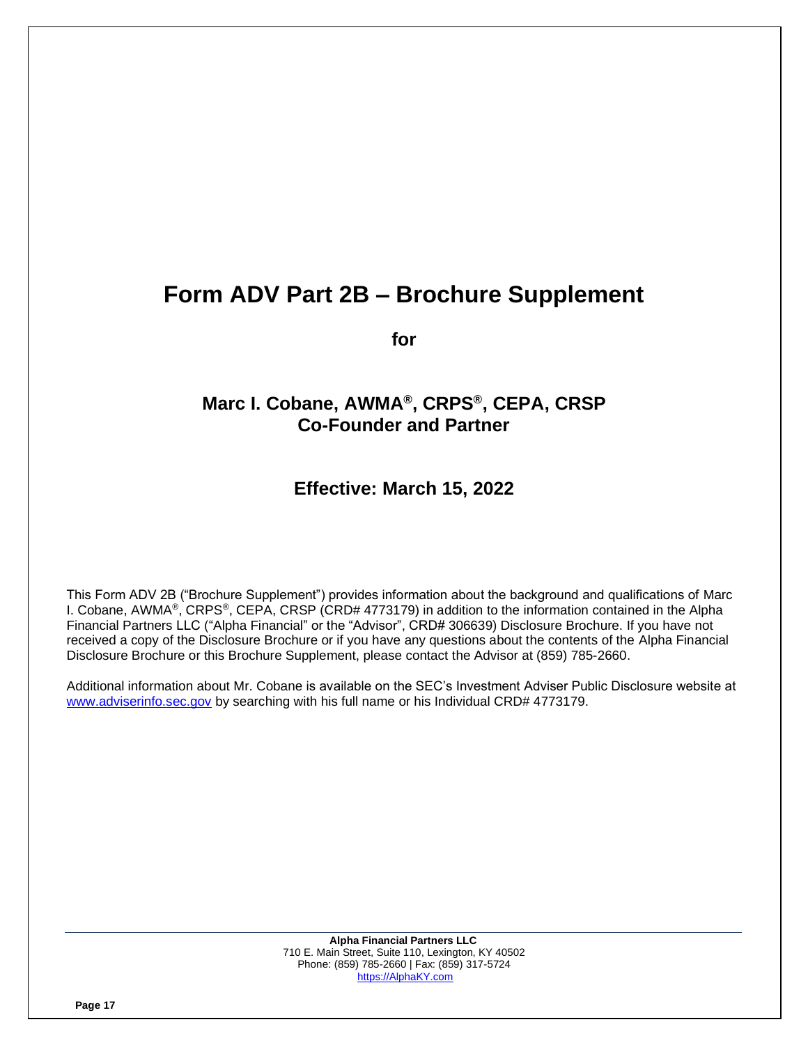# Form ADV Part 2B – Brochure Supplement

**for**

## Marc I. Cobane, AWMA®, CRPS®, CEPA, CRSP
## Co-Founder and Partner

## Effective: March 15, 2022

This Form ADV 2B ("Brochure Supplement") provides information about the background and qualifications of Marc I. Cobane, AWMA®, CRPS®, CEPA, CRSP (CRD# 4773179) in addition to the information contained in the Alpha Financial Partners LLC ("Alpha Financial" or the "Advisor", CRD# 306639) Disclosure Brochure. If you have not received a copy of the Disclosure Brochure or if you have any questions about the contents of the Alpha Financial Disclosure Brochure or this Brochure Supplement, please contact the Advisor at (859) 785-2660.

Additional information about Mr. Cobane is available on the SEC's Investment Adviser Public Disclosure website at www.adviserinfo.sec.gov by searching with his full name or his Individual CRD# 4773179.

**Alpha Financial Partners LLC**
710 E. Main Street, Suite 110, Lexington, KY 40502
Phone: (859) 785-2660 | Fax: (859) 317-5724
https://AlphaKY.com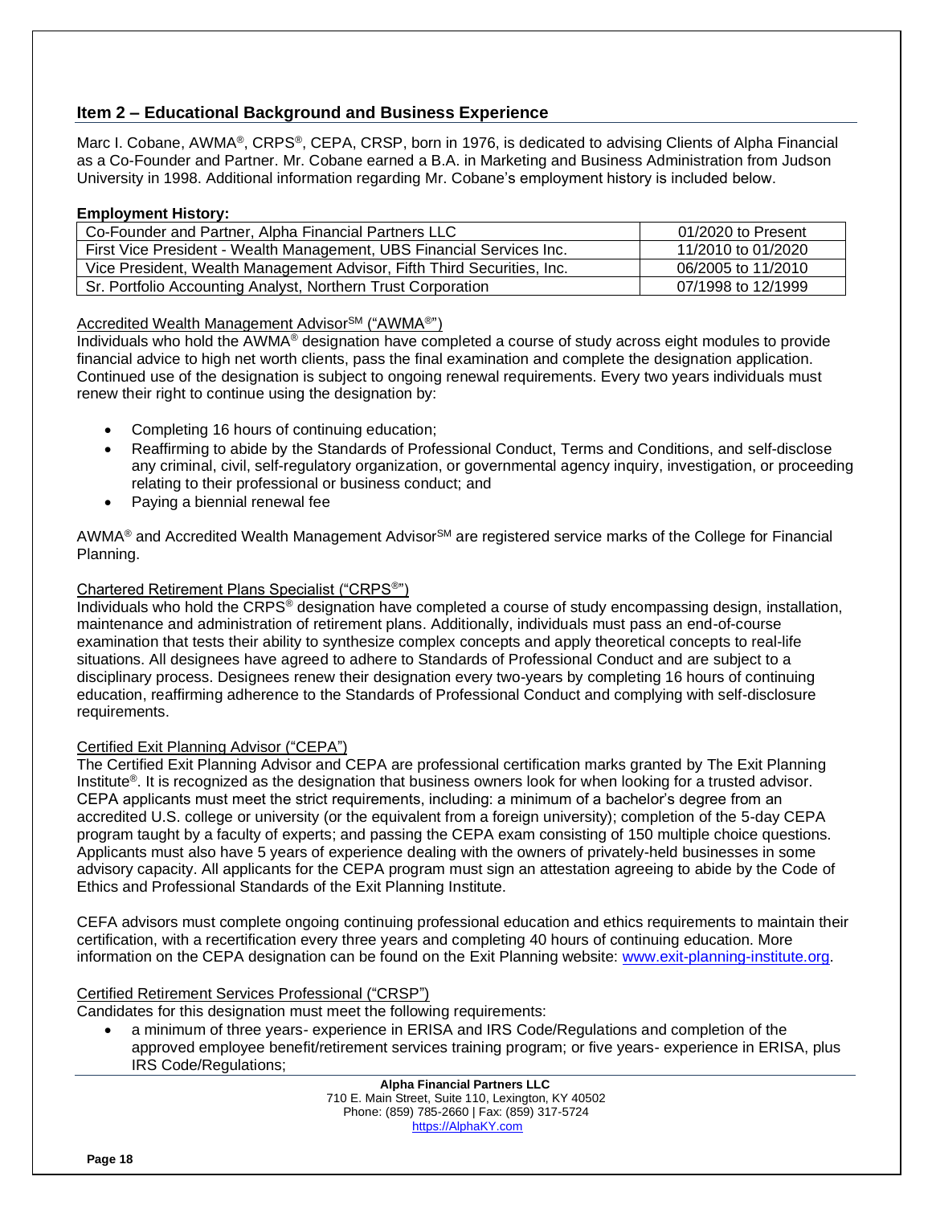## Item 2 – Educational Background and Business Experience

Marc I. Cobane, AWMA®, CRPS®, CEPA, CRSP, born in 1976, is dedicated to advising Clients of Alpha Financial as a Co-Founder and Partner. Mr. Cobane earned a B.A. in Marketing and Business Administration from Judson University in 1998. Additional information regarding Mr. Cobane's employment history is included below.

**Employment History:**

| | |
|---|---|
| Co-Founder and Partner, Alpha Financial Partners LLC | 01/2020 to Present |
| First Vice President - Wealth Management, UBS Financial Services Inc. | 11/2010 to 01/2020 |
| Vice President, Wealth Management Advisor, Fifth Third Securities, Inc. | 06/2005 to 11/2010 |
| Sr. Portfolio Accounting Analyst, Northern Trust Corporation | 07/1998 to 12/1999 |

Accredited Wealth Management Advisor℠ ("AWMA®")

Individuals who hold the AWMA® designation have completed a course of study across eight modules to provide financial advice to high net worth clients, pass the final examination and complete the designation application. Continued use of the designation is subject to ongoing renewal requirements. Every two years individuals must renew their right to continue using the designation by:

- Completing 16 hours of continuing education;
- Reaffirming to abide by the Standards of Professional Conduct, Terms and Conditions, and self-disclose any criminal, civil, self-regulatory organization, or governmental agency inquiry, investigation, or proceeding relating to their professional or business conduct; and
- Paying a biennial renewal fee

AWMA® and Accredited Wealth Management Advisor℠ are registered service marks of the College for Financial Planning.

Chartered Retirement Plans Specialist ("CRPS®")

Individuals who hold the CRPS® designation have completed a course of study encompassing design, installation, maintenance and administration of retirement plans. Additionally, individuals must pass an end-of-course examination that tests their ability to synthesize complex concepts and apply theoretical concepts to real-life situations. All designees have agreed to adhere to Standards of Professional Conduct and are subject to a disciplinary process. Designees renew their designation every two-years by completing 16 hours of continuing education, reaffirming adherence to the Standards of Professional Conduct and complying with self-disclosure requirements.

Certified Exit Planning Advisor ("CEPA")

The Certified Exit Planning Advisor and CEPA are professional certification marks granted by The Exit Planning Institute®. It is recognized as the designation that business owners look for when looking for a trusted advisor. CEPA applicants must meet the strict requirements, including: a minimum of a bachelor's degree from an accredited U.S. college or university (or the equivalent from a foreign university); completion of the 5-day CEPA program taught by a faculty of experts; and passing the CEPA exam consisting of 150 multiple choice questions. Applicants must also have 5 years of experience dealing with the owners of privately-held businesses in some advisory capacity. All applicants for the CEPA program must sign an attestation agreeing to abide by the Code of Ethics and Professional Standards of the Exit Planning Institute.

CEFA advisors must complete ongoing continuing professional education and ethics requirements to maintain their certification, with a recertification every three years and completing 40 hours of continuing education. More information on the CEPA designation can be found on the Exit Planning website: www.exit-planning-institute.org.

Certified Retirement Services Professional ("CRSP")

Candidates for this designation must meet the following requirements:

- a minimum of three years- experience in ERISA and IRS Code/Regulations and completion of the approved employee benefit/retirement services training program; or five years- experience in ERISA, plus IRS Code/Regulations;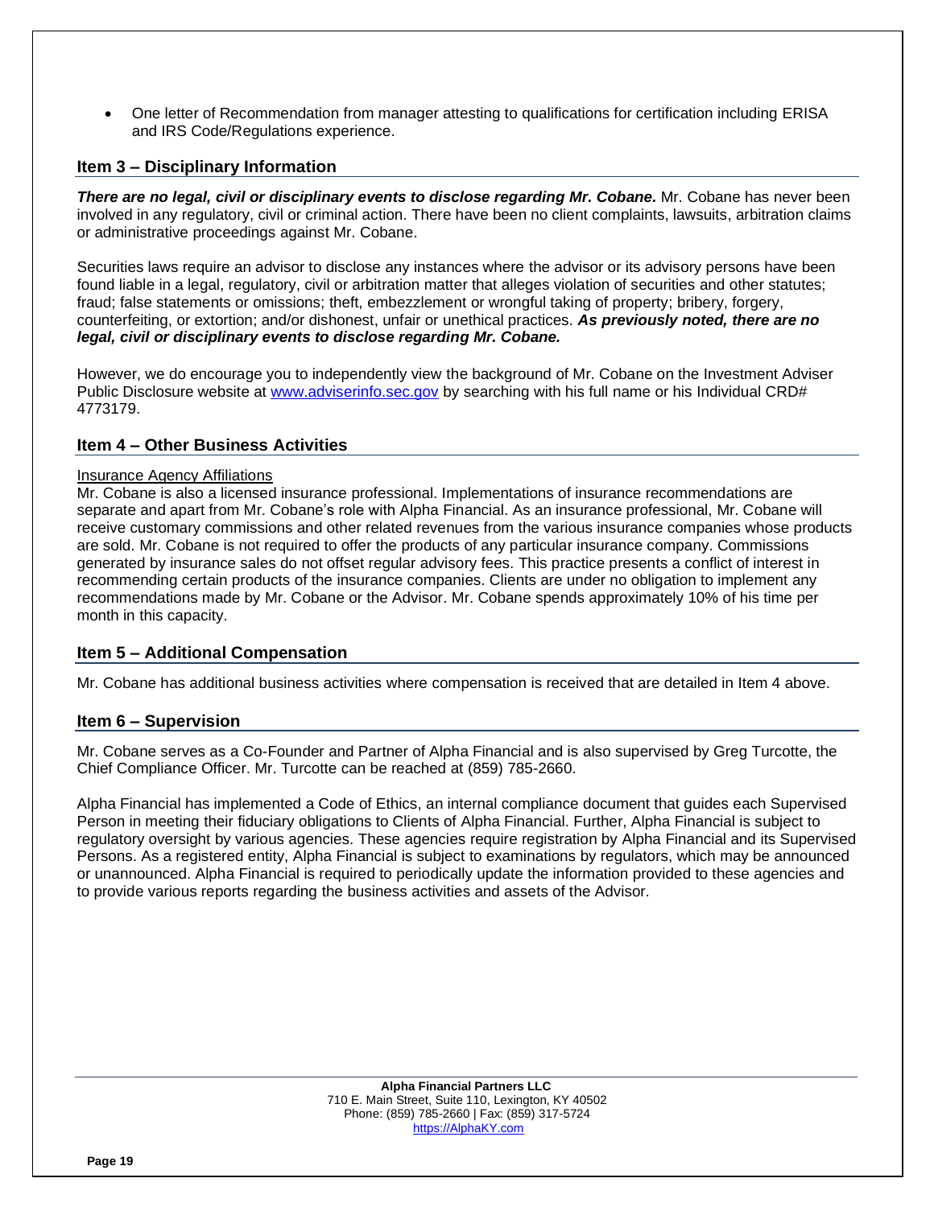- One letter of Recommendation from manager attesting to qualifications for certification including ERISA and IRS Code/Regulations experience.

## Item 3 – Disciplinary Information

***There are no legal, civil or disciplinary events to disclose regarding Mr. Cobane.*** Mr. Cobane has never been involved in any regulatory, civil or criminal action. There have been no client complaints, lawsuits, arbitration claims or administrative proceedings against Mr. Cobane.

Securities laws require an advisor to disclose any instances where the advisor or its advisory persons have been found liable in a legal, regulatory, civil or arbitration matter that alleges violation of securities and other statutes; fraud; false statements or omissions; theft, embezzlement or wrongful taking of property; bribery, forgery, counterfeiting, or extortion; and/or dishonest, unfair or unethical practices. ***As previously noted, there are no legal, civil or disciplinary events to disclose regarding Mr. Cobane.***

However, we do encourage you to independently view the background of Mr. Cobane on the Investment Adviser Public Disclosure website at [www.adviserinfo.sec.gov](http://www.adviserinfo.sec.gov) by searching with his full name or his Individual CRD# 4773179.

## Item 4 – Other Business Activities

Insurance Agency Affiliations

Mr. Cobane is also a licensed insurance professional. Implementations of insurance recommendations are separate and apart from Mr. Cobane's role with Alpha Financial. As an insurance professional, Mr. Cobane will receive customary commissions and other related revenues from the various insurance companies whose products are sold. Mr. Cobane is not required to offer the products of any particular insurance company. Commissions generated by insurance sales do not offset regular advisory fees. This practice presents a conflict of interest in recommending certain products of the insurance companies. Clients are under no obligation to implement any recommendations made by Mr. Cobane or the Advisor. Mr. Cobane spends approximately 10% of his time per month in this capacity.

## Item 5 – Additional Compensation

Mr. Cobane has additional business activities where compensation is received that are detailed in Item 4 above.

## Item 6 – Supervision

Mr. Cobane serves as a Co-Founder and Partner of Alpha Financial and is also supervised by Greg Turcotte, the Chief Compliance Officer. Mr. Turcotte can be reached at (859) 785-2660.

Alpha Financial has implemented a Code of Ethics, an internal compliance document that guides each Supervised Person in meeting their fiduciary obligations to Clients of Alpha Financial. Further, Alpha Financial is subject to regulatory oversight by various agencies. These agencies require registration by Alpha Financial and its Supervised Persons. As a registered entity, Alpha Financial is subject to examinations by regulators, which may be announced or unannounced. Alpha Financial is required to periodically update the information provided to these agencies and to provide various reports regarding the business activities and assets of the Advisor.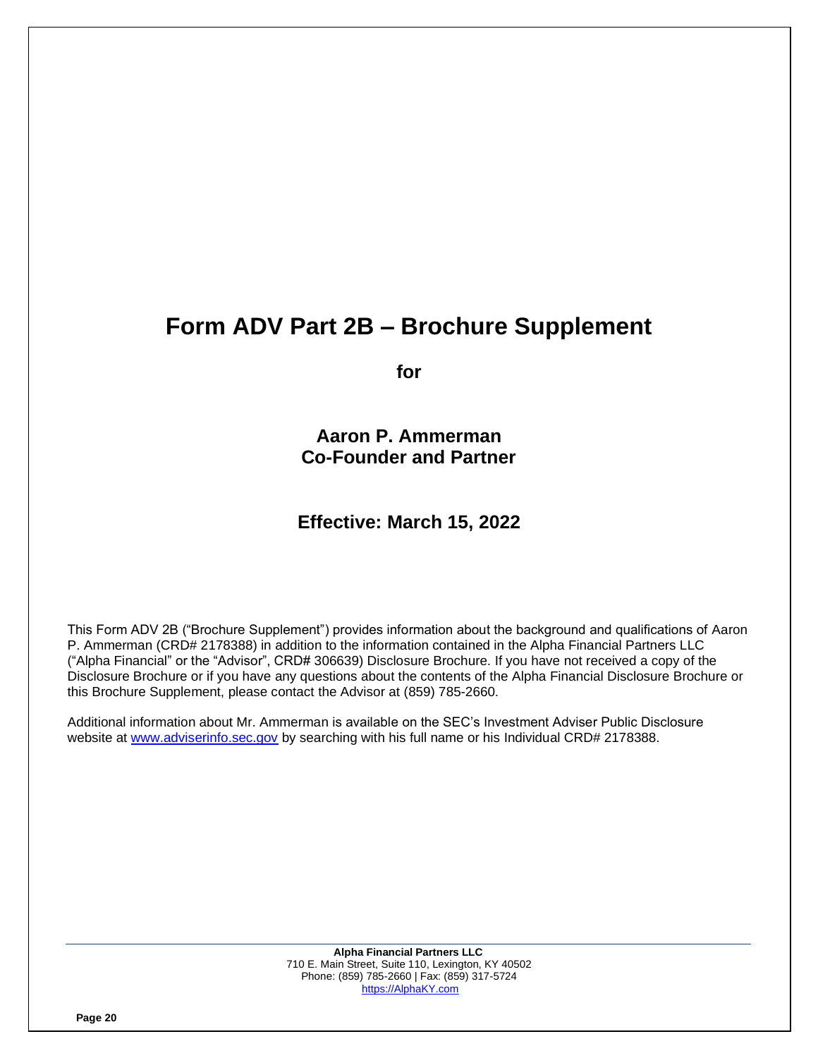# Form ADV Part 2B – Brochure Supplement

**for**

**Aaron P. Ammerman**
**Co-Founder and Partner**

**Effective: March 15, 2022**

This Form ADV 2B ("Brochure Supplement") provides information about the background and qualifications of Aaron P. Ammerman (CRD# 2178388) in addition to the information contained in the Alpha Financial Partners LLC ("Alpha Financial" or the "Advisor", CRD# 306639) Disclosure Brochure. If you have not received a copy of the Disclosure Brochure or if you have any questions about the contents of the Alpha Financial Disclosure Brochure or this Brochure Supplement, please contact the Advisor at (859) 785-2660.

Additional information about Mr. Ammerman is available on the SEC's Investment Adviser Public Disclosure website at www.adviserinfo.sec.gov by searching with his full name or his Individual CRD# 2178388.

**Alpha Financial Partners LLC**
710 E. Main Street, Suite 110, Lexington, KY 40502
Phone: (859) 785-2660 | Fax: (859) 317-5724
https://AlphaKY.com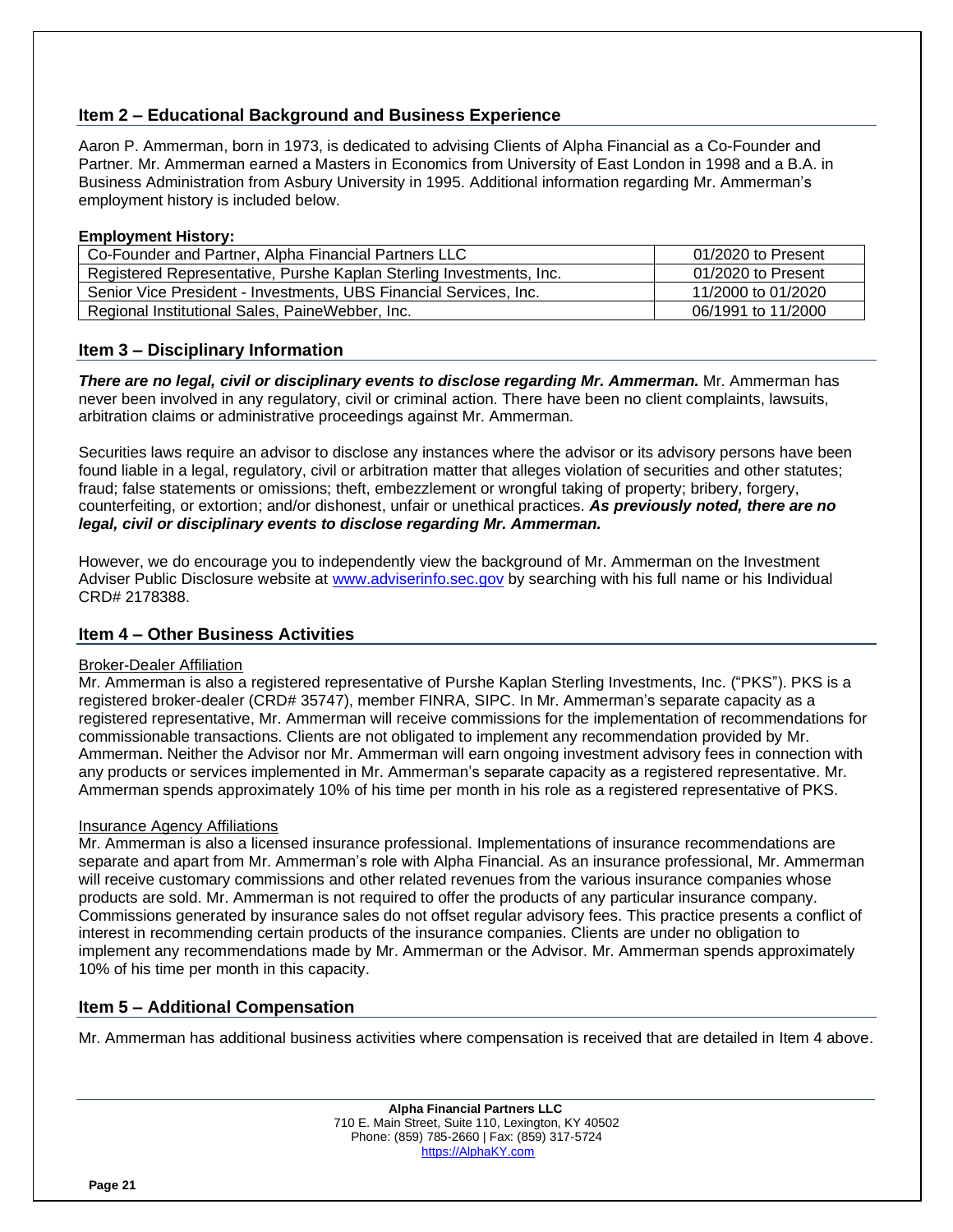## Item 2 – Educational Background and Business Experience

Aaron P. Ammerman, born in 1973, is dedicated to advising Clients of Alpha Financial as a Co-Founder and Partner. Mr. Ammerman earned a Masters in Economics from University of East London in 1998 and a B.A. in Business Administration from Asbury University in 1995. Additional information regarding Mr. Ammerman's employment history is included below.

**Employment History:**

| | |
|---|---|
| Co-Founder and Partner, Alpha Financial Partners LLC | 01/2020 to Present |
| Registered Representative, Purshe Kaplan Sterling Investments, Inc. | 01/2020 to Present |
| Senior Vice President - Investments, UBS Financial Services, Inc. | 11/2000 to 01/2020 |
| Regional Institutional Sales, PaineWebber, Inc. | 06/1991 to 11/2000 |

## Item 3 – Disciplinary Information

***There are no legal, civil or disciplinary events to disclose regarding Mr. Ammerman.*** Mr. Ammerman has never been involved in any regulatory, civil or criminal action. There have been no client complaints, lawsuits, arbitration claims or administrative proceedings against Mr. Ammerman.

Securities laws require an advisor to disclose any instances where the advisor or its advisory persons have been found liable in a legal, regulatory, civil or arbitration matter that alleges violation of securities and other statutes; fraud; false statements or omissions; theft, embezzlement or wrongful taking of property; bribery, forgery, counterfeiting, or extortion; and/or dishonest, unfair or unethical practices. ***As previously noted, there are no legal, civil or disciplinary events to disclose regarding Mr. Ammerman.***

However, we do encourage you to independently view the background of Mr. Ammerman on the Investment Adviser Public Disclosure website at [www.adviserinfo.sec.gov](www.adviserinfo.sec.gov) by searching with his full name or his Individual CRD# 2178388.

## Item 4 – Other Business Activities

Broker-Dealer Affiliation

Mr. Ammerman is also a registered representative of Purshe Kaplan Sterling Investments, Inc. ("PKS"). PKS is a registered broker-dealer (CRD# 35747), member FINRA, SIPC. In Mr. Ammerman's separate capacity as a registered representative, Mr. Ammerman will receive commissions for the implementation of recommendations for commissionable transactions. Clients are not obligated to implement any recommendation provided by Mr. Ammerman. Neither the Advisor nor Mr. Ammerman will earn ongoing investment advisory fees in connection with any products or services implemented in Mr. Ammerman's separate capacity as a registered representative. Mr. Ammerman spends approximately 10% of his time per month in his role as a registered representative of PKS.

Insurance Agency Affiliations

Mr. Ammerman is also a licensed insurance professional. Implementations of insurance recommendations are separate and apart from Mr. Ammerman's role with Alpha Financial. As an insurance professional, Mr. Ammerman will receive customary commissions and other related revenues from the various insurance companies whose products are sold. Mr. Ammerman is not required to offer the products of any particular insurance company. Commissions generated by insurance sales do not offset regular advisory fees. This practice presents a conflict of interest in recommending certain products of the insurance companies. Clients are under no obligation to implement any recommendations made by Mr. Ammerman or the Advisor. Mr. Ammerman spends approximately 10% of his time per month in this capacity.

## Item 5 – Additional Compensation

Mr. Ammerman has additional business activities where compensation is received that are detailed in Item 4 above.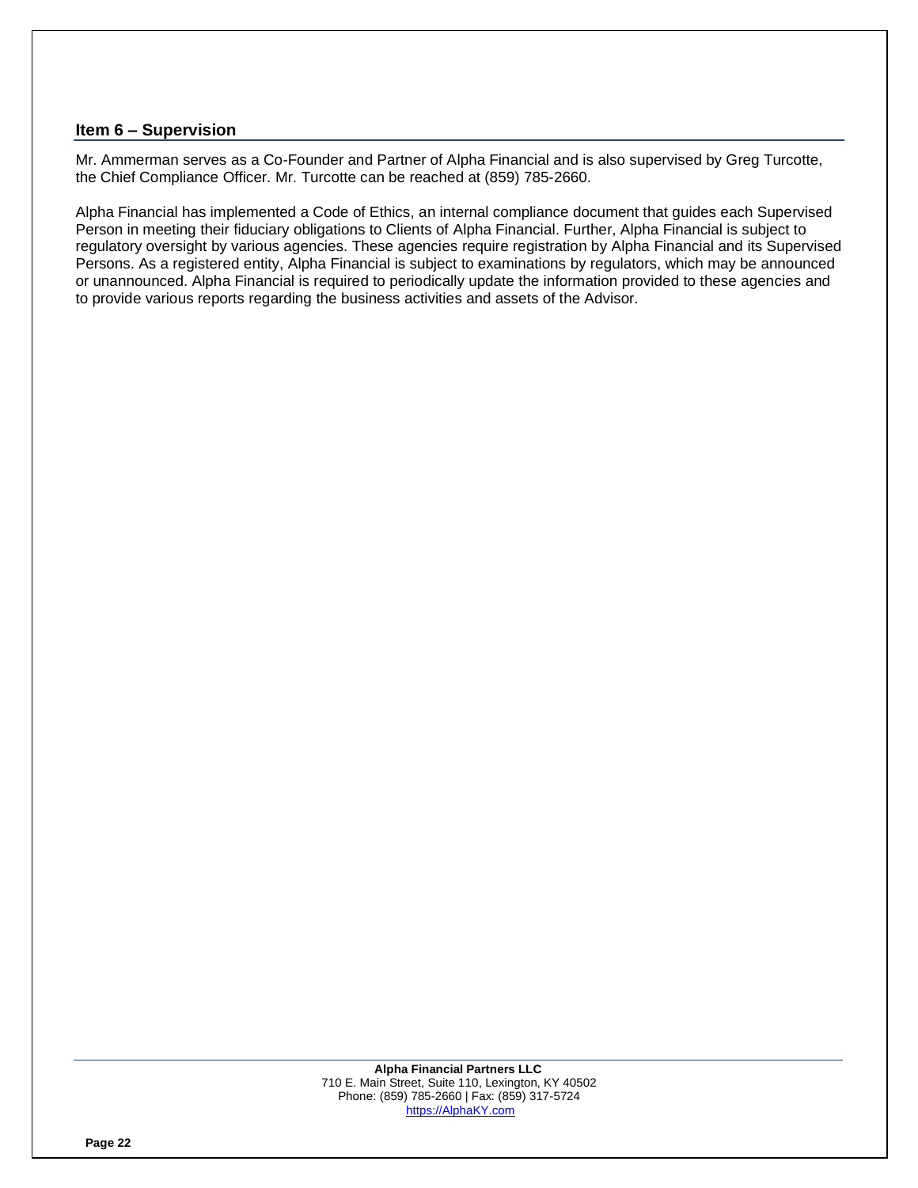## Item 6 – Supervision

Mr. Ammerman serves as a Co-Founder and Partner of Alpha Financial and is also supervised by Greg Turcotte, the Chief Compliance Officer. Mr. Turcotte can be reached at (859) 785-2660.

Alpha Financial has implemented a Code of Ethics, an internal compliance document that guides each Supervised Person in meeting their fiduciary obligations to Clients of Alpha Financial. Further, Alpha Financial is subject to regulatory oversight by various agencies. These agencies require registration by Alpha Financial and its Supervised Persons. As a registered entity, Alpha Financial is subject to examinations by regulators, which may be announced or unannounced. Alpha Financial is required to periodically update the information provided to these agencies and to provide various reports regarding the business activities and assets of the Advisor.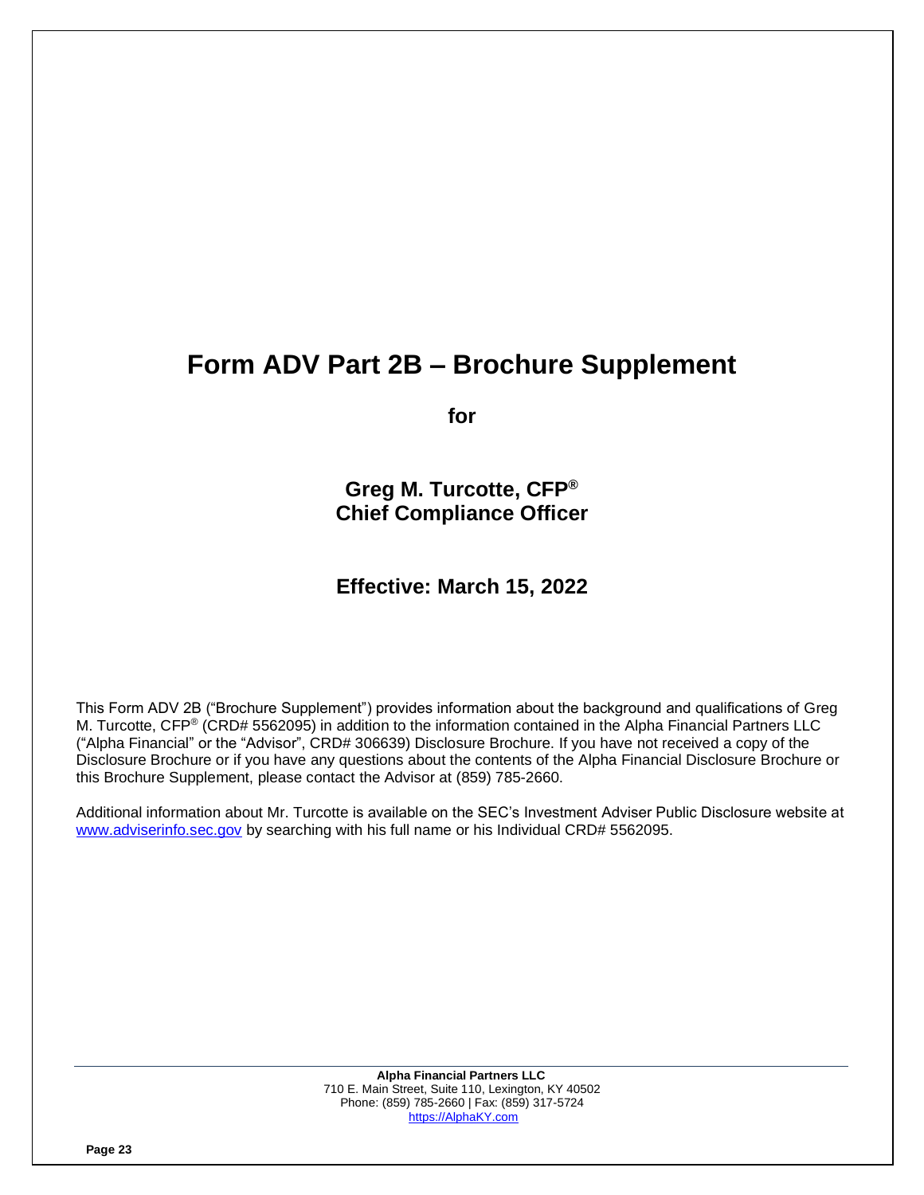# Form ADV Part 2B – Brochure Supplement

**for**

**Greg M. Turcotte, CFP®**
**Chief Compliance Officer**

**Effective: March 15, 2022**

This Form ADV 2B ("Brochure Supplement") provides information about the background and qualifications of Greg M. Turcotte, CFP® (CRD# 5562095) in addition to the information contained in the Alpha Financial Partners LLC ("Alpha Financial" or the "Advisor", CRD# 306639) Disclosure Brochure. If you have not received a copy of the Disclosure Brochure or if you have any questions about the contents of the Alpha Financial Disclosure Brochure or this Brochure Supplement, please contact the Advisor at (859) 785-2660.

Additional information about Mr. Turcotte is available on the SEC's Investment Adviser Public Disclosure website at www.adviserinfo.sec.gov by searching with his full name or his Individual CRD# 5562095.

**Alpha Financial Partners LLC**
710 E. Main Street, Suite 110, Lexington, KY 40502
Phone: (859) 785-2660 | Fax: (859) 317-5724
https://AlphaKY.com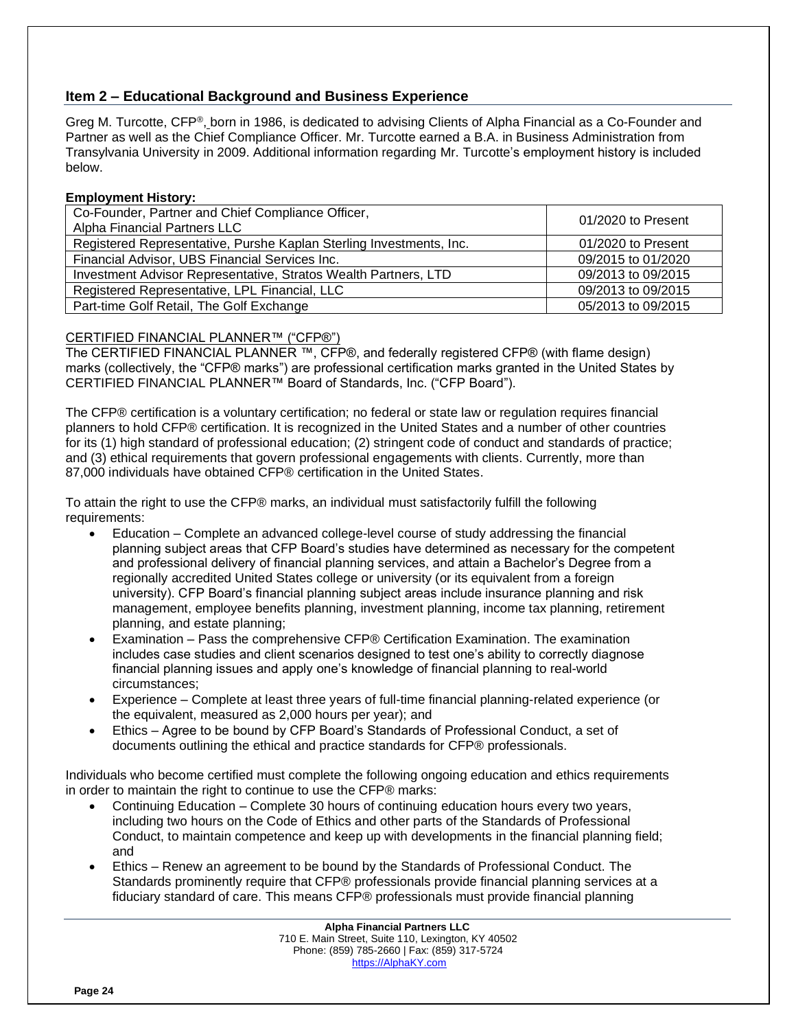## Item 2 – Educational Background and Business Experience

Greg M. Turcotte, CFP®, born in 1986, is dedicated to advising Clients of Alpha Financial as a Co-Founder and Partner as well as the Chief Compliance Officer. Mr. Turcotte earned a B.A. in Business Administration from Transylvania University in 2009. Additional information regarding Mr. Turcotte's employment history is included below.

**Employment History:**

| | |
|---|---|
| Co-Founder, Partner and Chief Compliance Officer, Alpha Financial Partners LLC | 01/2020 to Present |
| Registered Representative, Purshe Kaplan Sterling Investments, Inc. | 01/2020 to Present |
| Financial Advisor, UBS Financial Services Inc. | 09/2015 to 01/2020 |
| Investment Advisor Representative, Stratos Wealth Partners, LTD | 09/2013 to 09/2015 |
| Registered Representative, LPL Financial, LLC | 09/2013 to 09/2015 |
| Part-time Golf Retail, The Golf Exchange | 05/2013 to 09/2015 |

CERTIFIED FINANCIAL PLANNER™ ("CFP®")

The CERTIFIED FINANCIAL PLANNER ™, CFP®, and federally registered CFP® (with flame design) marks (collectively, the "CFP® marks") are professional certification marks granted in the United States by CERTIFIED FINANCIAL PLANNER™ Board of Standards, Inc. ("CFP Board").

The CFP® certification is a voluntary certification; no federal or state law or regulation requires financial planners to hold CFP® certification. It is recognized in the United States and a number of other countries for its (1) high standard of professional education; (2) stringent code of conduct and standards of practice; and (3) ethical requirements that govern professional engagements with clients. Currently, more than 87,000 individuals have obtained CFP® certification in the United States.

To attain the right to use the CFP® marks, an individual must satisfactorily fulfill the following requirements:

- Education – Complete an advanced college-level course of study addressing the financial planning subject areas that CFP Board's studies have determined as necessary for the competent and professional delivery of financial planning services, and attain a Bachelor's Degree from a regionally accredited United States college or university (or its equivalent from a foreign university). CFP Board's financial planning subject areas include insurance planning and risk management, employee benefits planning, investment planning, income tax planning, retirement planning, and estate planning;
- Examination – Pass the comprehensive CFP® Certification Examination. The examination includes case studies and client scenarios designed to test one's ability to correctly diagnose financial planning issues and apply one's knowledge of financial planning to real-world circumstances;
- Experience – Complete at least three years of full-time financial planning-related experience (or the equivalent, measured as 2,000 hours per year); and
- Ethics – Agree to be bound by CFP Board's Standards of Professional Conduct, a set of documents outlining the ethical and practice standards for CFP® professionals.

Individuals who become certified must complete the following ongoing education and ethics requirements in order to maintain the right to continue to use the CFP® marks:

- Continuing Education – Complete 30 hours of continuing education hours every two years, including two hours on the Code of Ethics and other parts of the Standards of Professional Conduct, to maintain competence and keep up with developments in the financial planning field; and
- Ethics – Renew an agreement to be bound by the Standards of Professional Conduct. The Standards prominently require that CFP® professionals provide financial planning services at a fiduciary standard of care. This means CFP® professionals must provide financial planning

**Alpha Financial Partners LLC**
710 E. Main Street, Suite 110, Lexington, KY 40502
Phone: (859) 785-2660 | Fax: (859) 317-5724
https://AlphaKY.com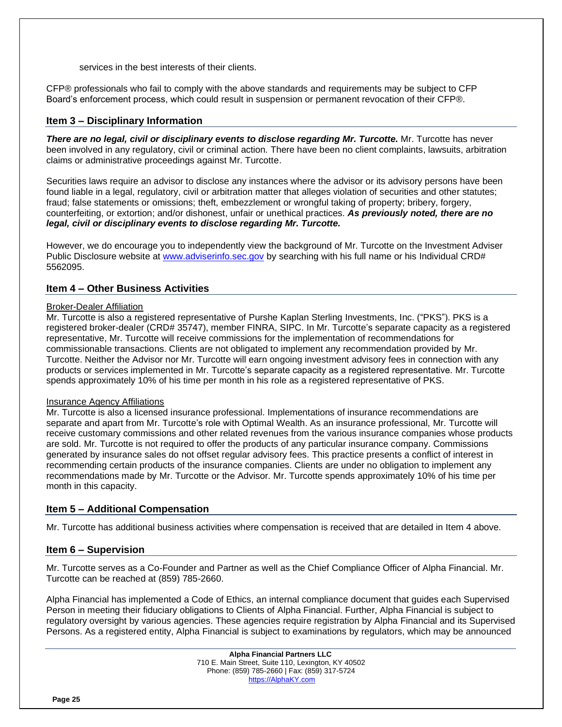services in the best interests of their clients.

CFP® professionals who fail to comply with the above standards and requirements may be subject to CFP Board's enforcement process, which could result in suspension or permanent revocation of their CFP®.

## Item 3 – Disciplinary Information

***There are no legal, civil or disciplinary events to disclose regarding Mr. Turcotte.*** Mr. Turcotte has never been involved in any regulatory, civil or criminal action. There have been no client complaints, lawsuits, arbitration claims or administrative proceedings against Mr. Turcotte.

Securities laws require an advisor to disclose any instances where the advisor or its advisory persons have been found liable in a legal, regulatory, civil or arbitration matter that alleges violation of securities and other statutes; fraud; false statements or omissions; theft, embezzlement or wrongful taking of property; bribery, forgery, counterfeiting, or extortion; and/or dishonest, unfair or unethical practices. ***As previously noted, there are no legal, civil or disciplinary events to disclose regarding Mr. Turcotte.***

However, we do encourage you to independently view the background of Mr. Turcotte on the Investment Adviser Public Disclosure website at [www.adviserinfo.sec.gov](http://www.adviserinfo.sec.gov) by searching with his full name or his Individual CRD# 5562095.

## Item 4 – Other Business Activities

Broker-Dealer Affiliation

Mr. Turcotte is also a registered representative of Purshe Kaplan Sterling Investments, Inc. ("PKS"). PKS is a registered broker-dealer (CRD# 35747), member FINRA, SIPC. In Mr. Turcotte's separate capacity as a registered representative, Mr. Turcotte will receive commissions for the implementation of recommendations for commissionable transactions. Clients are not obligated to implement any recommendation provided by Mr. Turcotte. Neither the Advisor nor Mr. Turcotte will earn ongoing investment advisory fees in connection with any products or services implemented in Mr. Turcotte's separate capacity as a registered representative. Mr. Turcotte spends approximately 10% of his time per month in his role as a registered representative of PKS.

Insurance Agency Affiliations

Mr. Turcotte is also a licensed insurance professional. Implementations of insurance recommendations are separate and apart from Mr. Turcotte's role with Optimal Wealth. As an insurance professional, Mr. Turcotte will receive customary commissions and other related revenues from the various insurance companies whose products are sold. Mr. Turcotte is not required to offer the products of any particular insurance company. Commissions generated by insurance sales do not offset regular advisory fees. This practice presents a conflict of interest in recommending certain products of the insurance companies. Clients are under no obligation to implement any recommendations made by Mr. Turcotte or the Advisor. Mr. Turcotte spends approximately 10% of his time per month in this capacity.

## Item 5 – Additional Compensation

Mr. Turcotte has additional business activities where compensation is received that are detailed in Item 4 above.

## Item 6 – Supervision

Mr. Turcotte serves as a Co-Founder and Partner as well as the Chief Compliance Officer of Alpha Financial. Mr. Turcotte can be reached at (859) 785-2660.

Alpha Financial has implemented a Code of Ethics, an internal compliance document that guides each Supervised Person in meeting their fiduciary obligations to Clients of Alpha Financial. Further, Alpha Financial is subject to regulatory oversight by various agencies. These agencies require registration by Alpha Financial and its Supervised Persons. As a registered entity, Alpha Financial is subject to examinations by regulators, which may be announced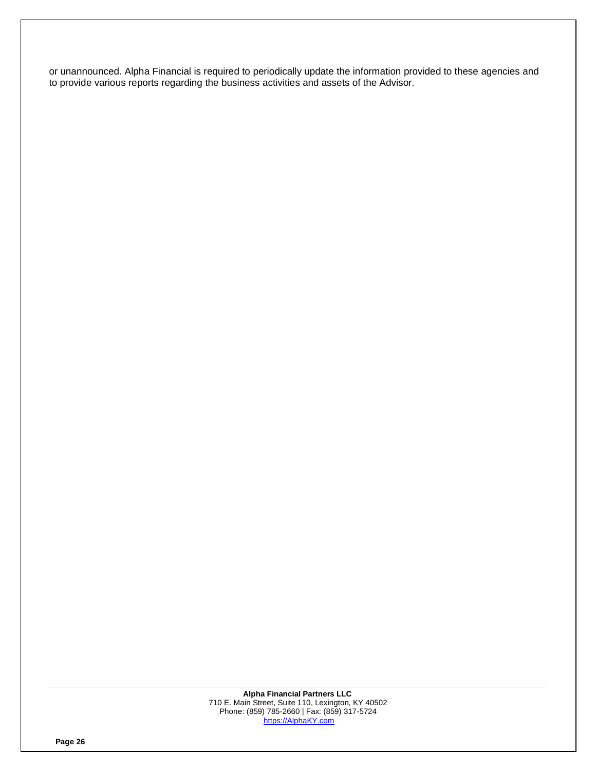or unannounced. Alpha Financial is required to periodically update the information provided to these agencies and to provide various reports regarding the business activities and assets of the Advisor.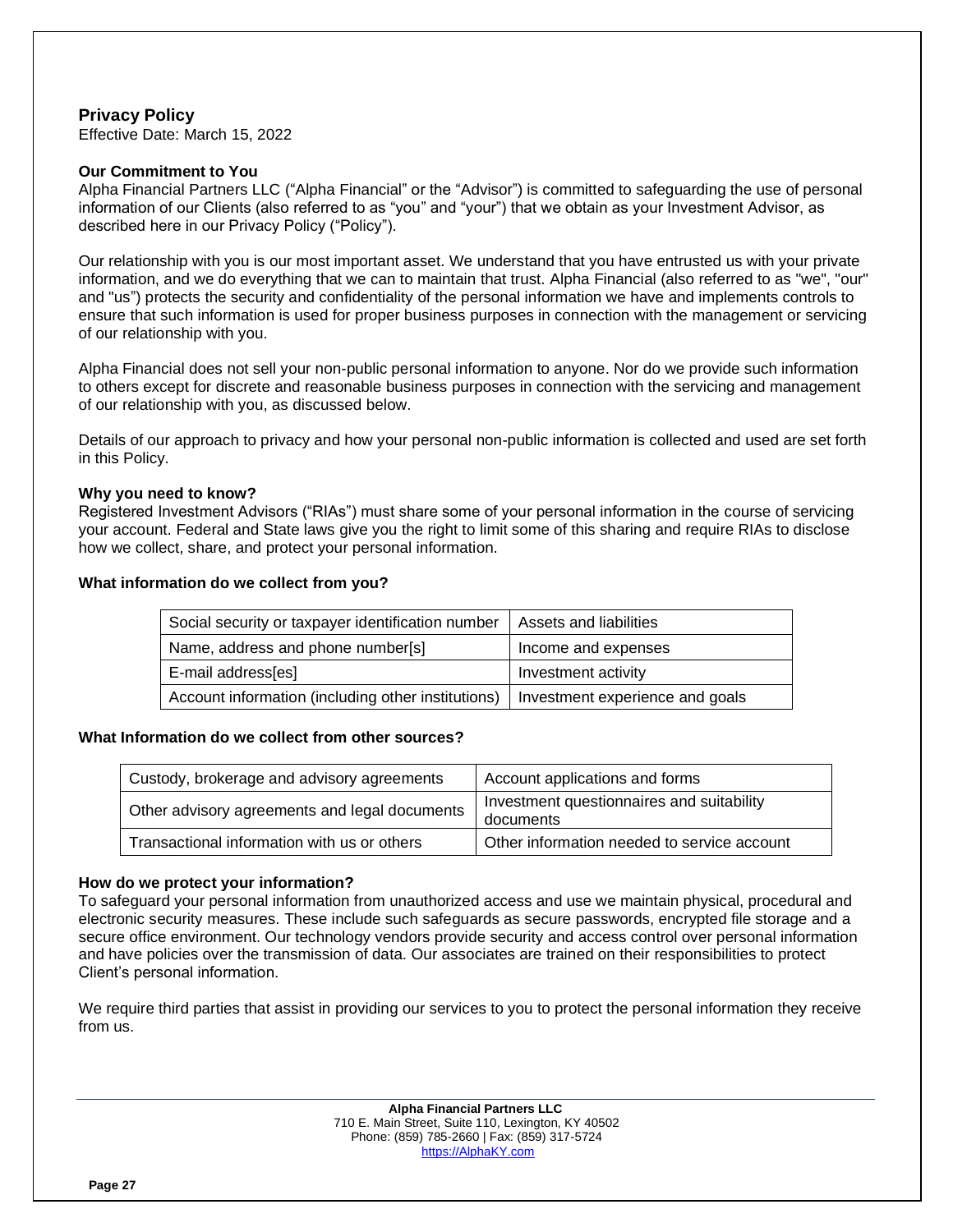## Privacy Policy

Effective Date: March 15, 2022

**Our Commitment to You**

Alpha Financial Partners LLC ("Alpha Financial" or the "Advisor") is committed to safeguarding the use of personal information of our Clients (also referred to as "you" and "your") that we obtain as your Investment Advisor, as described here in our Privacy Policy ("Policy").

Our relationship with you is our most important asset. We understand that you have entrusted us with your private information, and we do everything that we can to maintain that trust. Alpha Financial (also referred to as "we", "our" and "us") protects the security and confidentiality of the personal information we have and implements controls to ensure that such information is used for proper business purposes in connection with the management or servicing of our relationship with you.

Alpha Financial does not sell your non-public personal information to anyone. Nor do we provide such information to others except for discrete and reasonable business purposes in connection with the servicing and management of our relationship with you, as discussed below.

Details of our approach to privacy and how your personal non-public information is collected and used are set forth in this Policy.

**Why you need to know?**

Registered Investment Advisors ("RIAs") must share some of your personal information in the course of servicing your account. Federal and State laws give you the right to limit some of this sharing and require RIAs to disclose how we collect, share, and protect your personal information.

**What information do we collect from you?**

| | |
|---|---|
| Social security or taxpayer identification number | Assets and liabilities |
| Name, address and phone number[s] | Income and expenses |
| E-mail address[es] | Investment activity |
| Account information (including other institutions) | Investment experience and goals |

**What Information do we collect from other sources?**

| | |
|---|---|
| Custody, brokerage and advisory agreements | Account applications and forms |
| Other advisory agreements and legal documents | Investment questionnaires and suitability documents |
| Transactional information with us or others | Other information needed to service account |

**How do we protect your information?**

To safeguard your personal information from unauthorized access and use we maintain physical, procedural and electronic security measures. These include such safeguards as secure passwords, encrypted file storage and a secure office environment. Our technology vendors provide security and access control over personal information and have policies over the transmission of data. Our associates are trained on their responsibilities to protect Client's personal information.

We require third parties that assist in providing our services to you to protect the personal information they receive from us.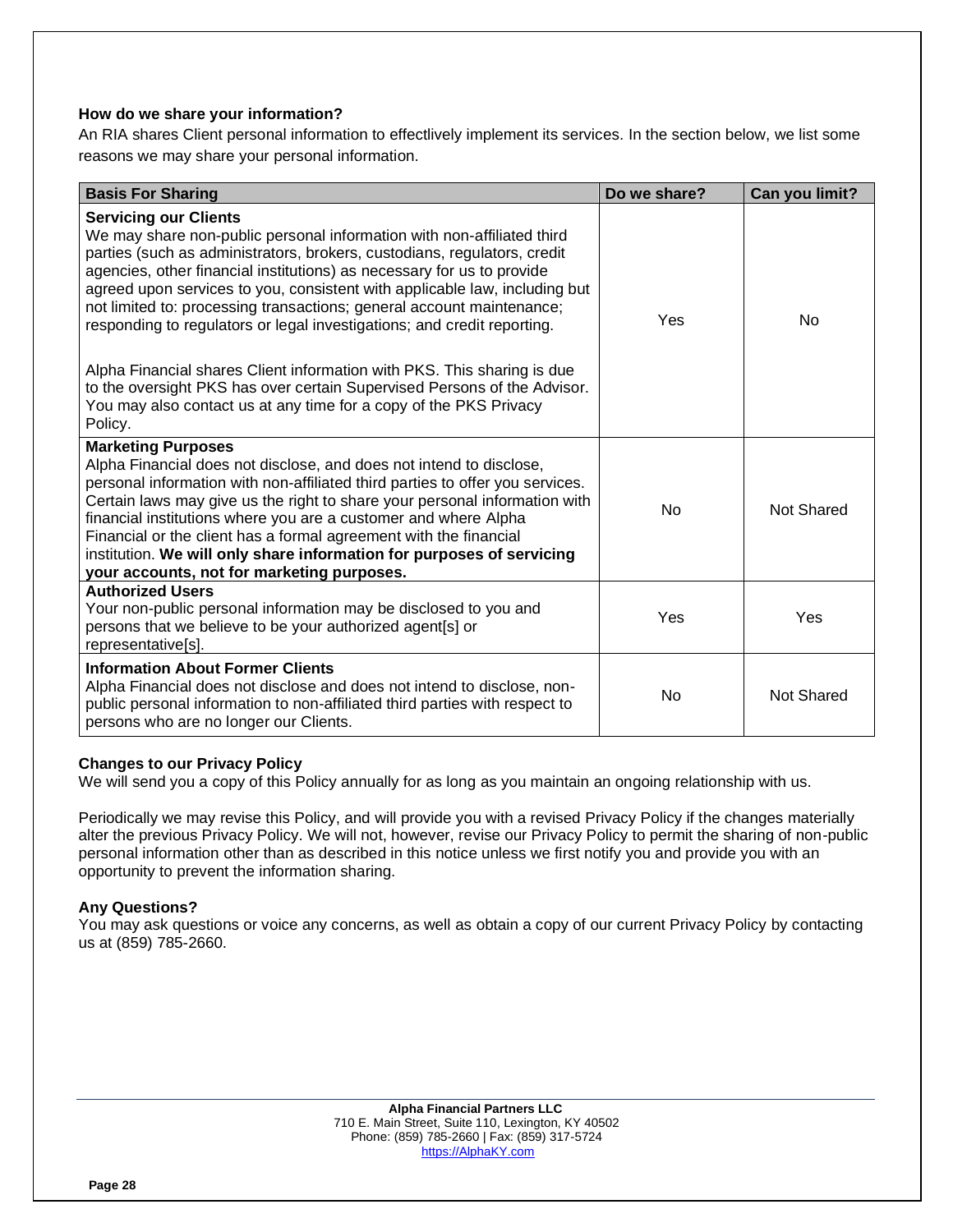**How do we share your information?**

An RIA shares Client personal information to effectlively implement its services. In the section below, we list some reasons we may share your personal information.

| Basis For Sharing | Do we share? | Can you limit? |
|---|---|---|
| **Servicing our Clients**<br>We may share non-public personal information with non-affiliated third parties (such as administrators, brokers, custodians, regulators, credit agencies, other financial institutions) as necessary for us to provide agreed upon services to you, consistent with applicable law, including but not limited to: processing transactions; general account maintenance; responding to regulators or legal investigations; and credit reporting.<br><br>Alpha Financial shares Client information with PKS. This sharing is due to the oversight PKS has over certain Supervised Persons of the Advisor. You may also contact us at any time for a copy of the PKS Privacy Policy. | Yes | No |
| **Marketing Purposes**<br>Alpha Financial does not disclose, and does not intend to disclose, personal information with non-affiliated third parties to offer you services. Certain laws may give us the right to share your personal information with financial institutions where you are a customer and where Alpha Financial or the client has a formal agreement with the financial institution. **We will only share information for purposes of servicing your accounts, not for marketing purposes.** | No | Not Shared |
| **Authorized Users**<br>Your non-public personal information may be disclosed to you and persons that we believe to be your authorized agent[s] or representative[s]. | Yes | Yes |
| **Information About Former Clients**<br>Alpha Financial does not disclose and does not intend to disclose, non-public personal information to non-affiliated third parties with respect to persons who are no longer our Clients. | No | Not Shared |

**Changes to our Privacy Policy**

We will send you a copy of this Policy annually for as long as you maintain an ongoing relationship with us.

Periodically we may revise this Policy, and will provide you with a revised Privacy Policy if the changes materially alter the previous Privacy Policy. We will not, however, revise our Privacy Policy to permit the sharing of non-public personal information other than as described in this notice unless we first notify you and provide you with an opportunity to prevent the information sharing.

**Any Questions?**

You may ask questions or voice any concerns, as well as obtain a copy of our current Privacy Policy by contacting us at (859) 785-2660.